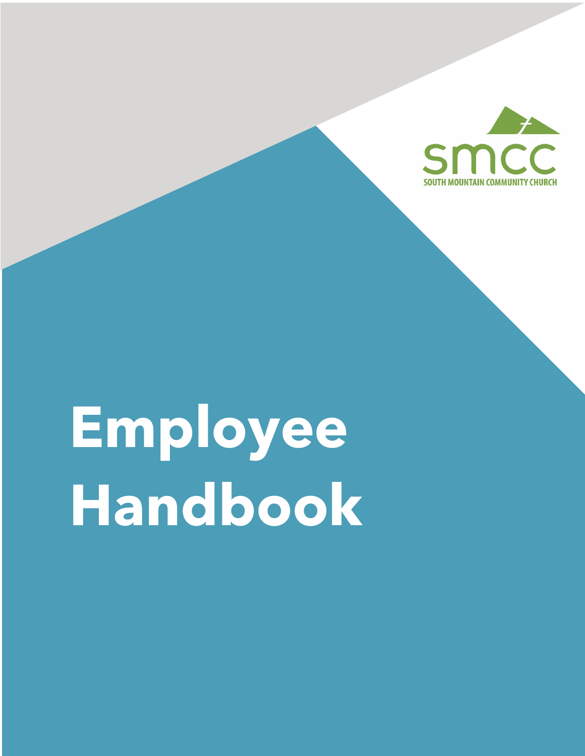smcc

SOUTH MOUNTAIN COMMUNITY CHURCH

# Employee Handbook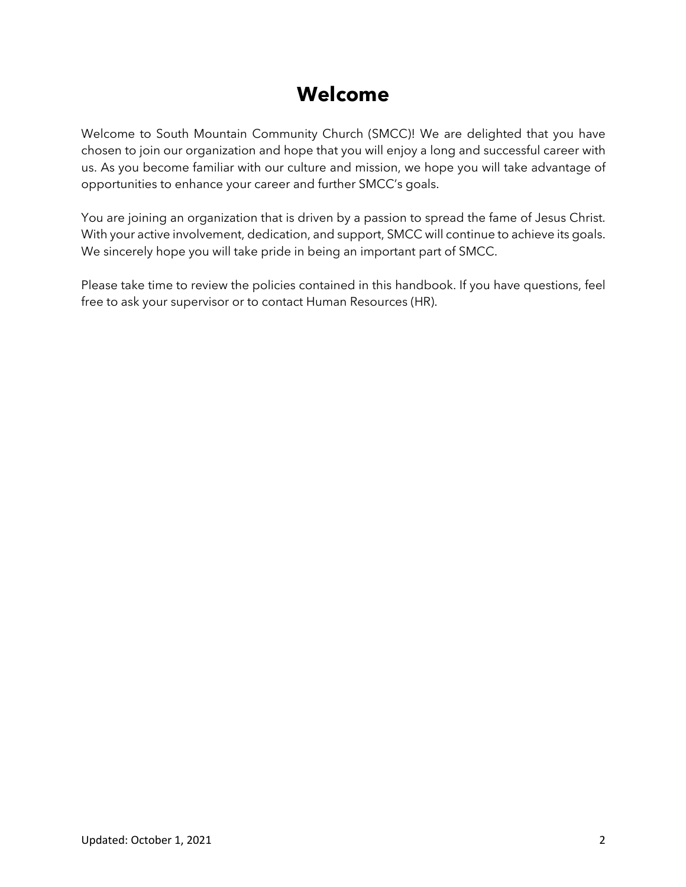# Welcome

Welcome to South Mountain Community Church (SMCC)! We are delighted that you have chosen to join our organization and hope that you will enjoy a long and successful career with us. As you become familiar with our culture and mission, we hope you will take advantage of opportunities to enhance your career and further SMCC's goals.

You are joining an organization that is driven by a passion to spread the fame of Jesus Christ. With your active involvement, dedication, and support, SMCC will continue to achieve its goals. We sincerely hope you will take pride in being an important part of SMCC.

Please take time to review the policies contained in this handbook. If you have questions, feel free to ask your supervisor or to contact Human Resources (HR).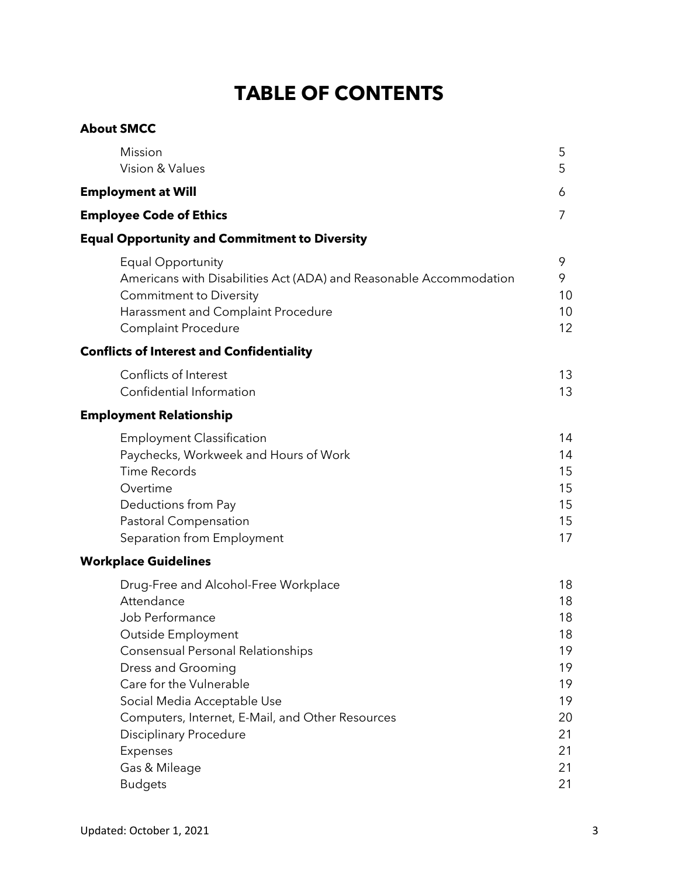# TABLE OF CONTENTS

**About SMCC**

| | |
|---|---|
| Mission | 5 |
| Vision & Values | 5 |

**Employment at Will** 6

**Employee Code of Ethics** 7

**Equal Opportunity and Commitment to Diversity**

| | |
|---|---|
| Equal Opportunity | 9 |
| Americans with Disabilities Act (ADA) and Reasonable Accommodation | 9 |
| Commitment to Diversity | 10 |
| Harassment and Complaint Procedure | 10 |
| Complaint Procedure | 12 |

**Conflicts of Interest and Confidentiality**

| | |
|---|---|
| Conflicts of Interest | 13 |
| Confidential Information | 13 |

**Employment Relationship**

| | |
|---|---|
| Employment Classification | 14 |
| Paychecks, Workweek and Hours of Work | 14 |
| Time Records | 15 |
| Overtime | 15 |
| Deductions from Pay | 15 |
| Pastoral Compensation | 15 |
| Separation from Employment | 17 |

**Workplace Guidelines**

| | |
|---|---|
| Drug-Free and Alcohol-Free Workplace | 18 |
| Attendance | 18 |
| Job Performance | 18 |
| Outside Employment | 18 |
| Consensual Personal Relationships | 19 |
| Dress and Grooming | 19 |
| Care for the Vulnerable | 19 |
| Social Media Acceptable Use | 19 |
| Computers, Internet, E-Mail, and Other Resources | 20 |
| Disciplinary Procedure | 21 |
| Expenses | 21 |
| Gas & Mileage | 21 |
| Budgets | 21 |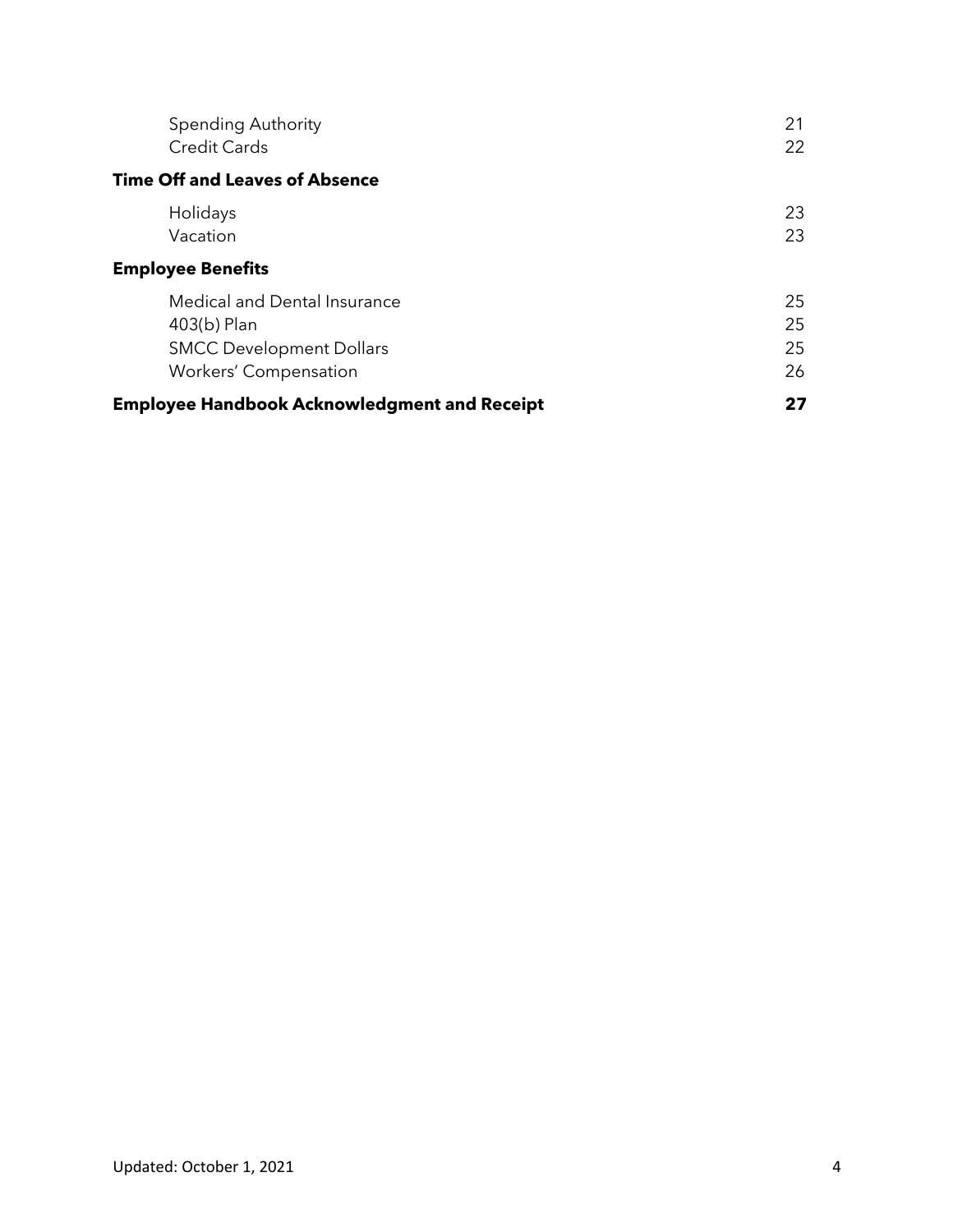| | |
|---|---|
| Spending Authority | 21 |
| Credit Cards | 22 |
| **Time Off and Leaves of Absence** | |
| Holidays | 23 |
| Vacation | 23 |
| **Employee Benefits** | |
| Medical and Dental Insurance | 25 |
| 403(b) Plan | 25 |
| SMCC Development Dollars | 25 |
| Workers' Compensation | 26 |
| **Employee Handbook Acknowledgment and Receipt** | **27** |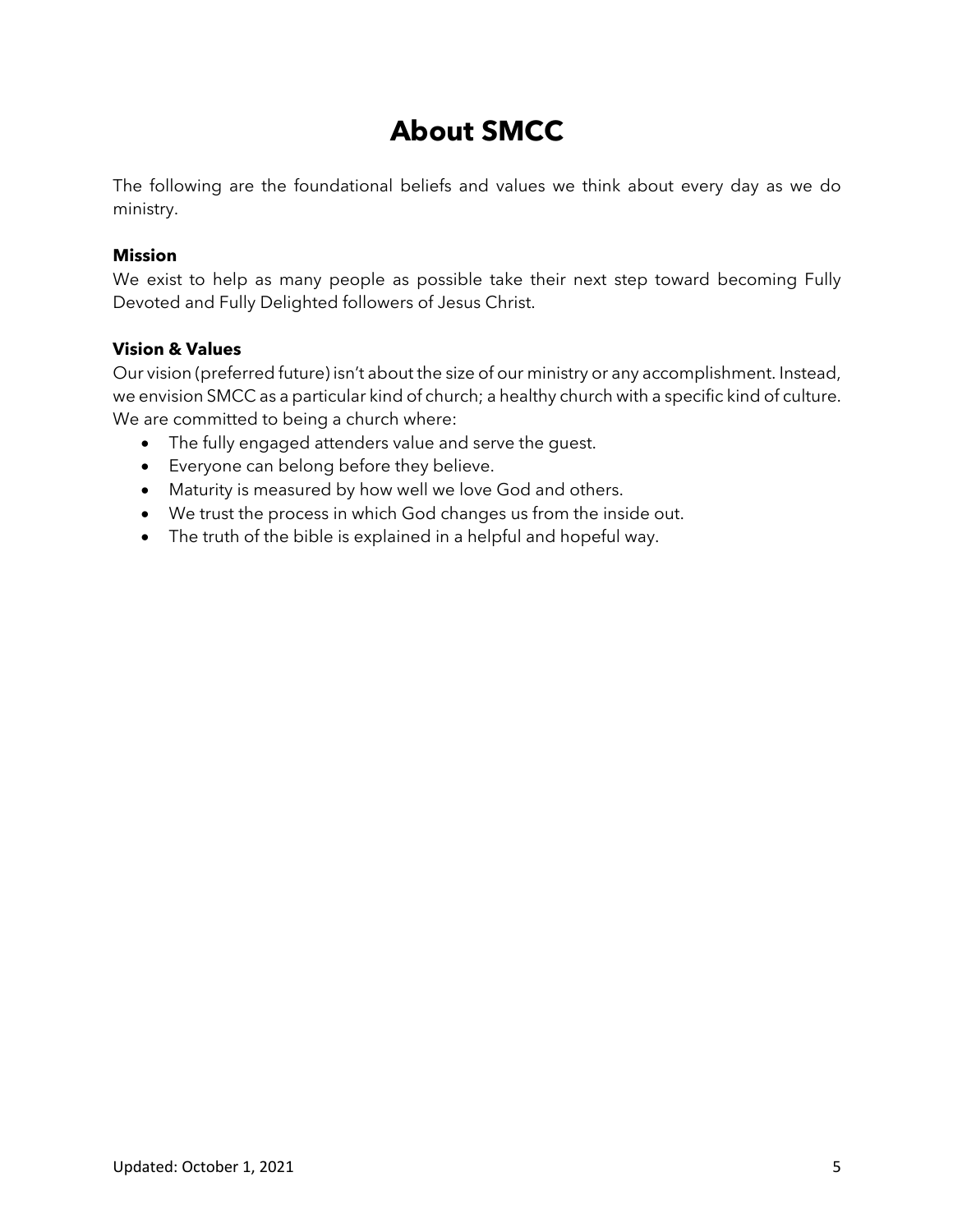# About SMCC

The following are the foundational beliefs and values we think about every day as we do ministry.

**Mission**

We exist to help as many people as possible take their next step toward becoming Fully Devoted and Fully Delighted followers of Jesus Christ.

**Vision & Values**

Our vision (preferred future) isn't about the size of our ministry or any accomplishment. Instead, we envision SMCC as a particular kind of church; a healthy church with a specific kind of culture. We are committed to being a church where:

- The fully engaged attenders value and serve the guest.
- Everyone can belong before they believe.
- Maturity is measured by how well we love God and others.
- We trust the process in which God changes us from the inside out.
- The truth of the bible is explained in a helpful and hopeful way.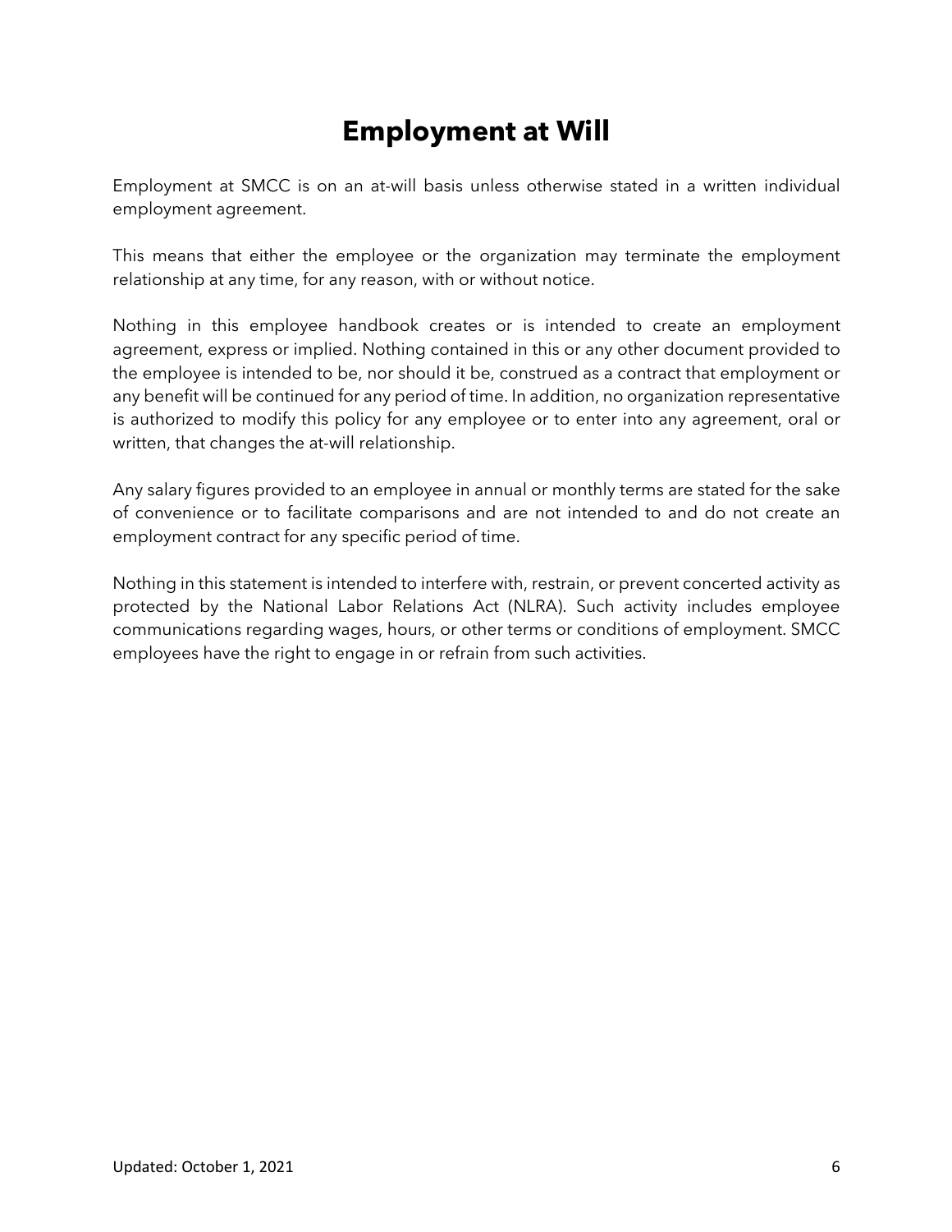# Employment at Will

Employment at SMCC is on an at-will basis unless otherwise stated in a written individual employment agreement.

This means that either the employee or the organization may terminate the employment relationship at any time, for any reason, with or without notice.

Nothing in this employee handbook creates or is intended to create an employment agreement, express or implied. Nothing contained in this or any other document provided to the employee is intended to be, nor should it be, construed as a contract that employment or any benefit will be continued for any period of time. In addition, no organization representative is authorized to modify this policy for any employee or to enter into any agreement, oral or written, that changes the at-will relationship.

Any salary figures provided to an employee in annual or monthly terms are stated for the sake of convenience or to facilitate comparisons and are not intended to and do not create an employment contract for any specific period of time.

Nothing in this statement is intended to interfere with, restrain, or prevent concerted activity as protected by the National Labor Relations Act (NLRA). Such activity includes employee communications regarding wages, hours, or other terms or conditions of employment. SMCC employees have the right to engage in or refrain from such activities.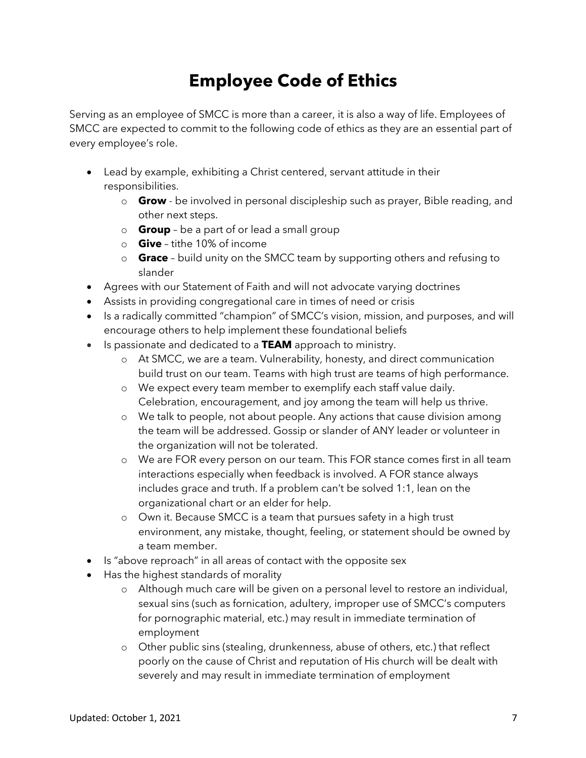# Employee Code of Ethics

Serving as an employee of SMCC is more than a career, it is also a way of life. Employees of SMCC are expected to commit to the following code of ethics as they are an essential part of every employee's role.

- Lead by example, exhibiting a Christ centered, servant attitude in their responsibilities.
  - **Grow** - be involved in personal discipleship such as prayer, Bible reading, and other next steps.
  - **Group** – be a part of or lead a small group
  - **Give** – tithe 10% of income
  - **Grace** – build unity on the SMCC team by supporting others and refusing to slander
- Agrees with our Statement of Faith and will not advocate varying doctrines
- Assists in providing congregational care in times of need or crisis
- Is a radically committed "champion" of SMCC's vision, mission, and purposes, and will encourage others to help implement these foundational beliefs
- Is passionate and dedicated to a **TEAM** approach to ministry.
  - At SMCC, we are a team. Vulnerability, honesty, and direct communication build trust on our team. Teams with high trust are teams of high performance.
  - We expect every team member to exemplify each staff value daily. Celebration, encouragement, and joy among the team will help us thrive.
  - We talk to people, not about people. Any actions that cause division among the team will be addressed. Gossip or slander of ANY leader or volunteer in the organization will not be tolerated.
  - We are FOR every person on our team. This FOR stance comes first in all team interactions especially when feedback is involved. A FOR stance always includes grace and truth. If a problem can't be solved 1:1, lean on the organizational chart or an elder for help.
  - Own it. Because SMCC is a team that pursues safety in a high trust environment, any mistake, thought, feeling, or statement should be owned by a team member.
- Is "above reproach" in all areas of contact with the opposite sex
- Has the highest standards of morality
  - Although much care will be given on a personal level to restore an individual, sexual sins (such as fornication, adultery, improper use of SMCC's computers for pornographic material, etc.) may result in immediate termination of employment
  - Other public sins (stealing, drunkenness, abuse of others, etc.) that reflect poorly on the cause of Christ and reputation of His church will be dealt with severely and may result in immediate termination of employment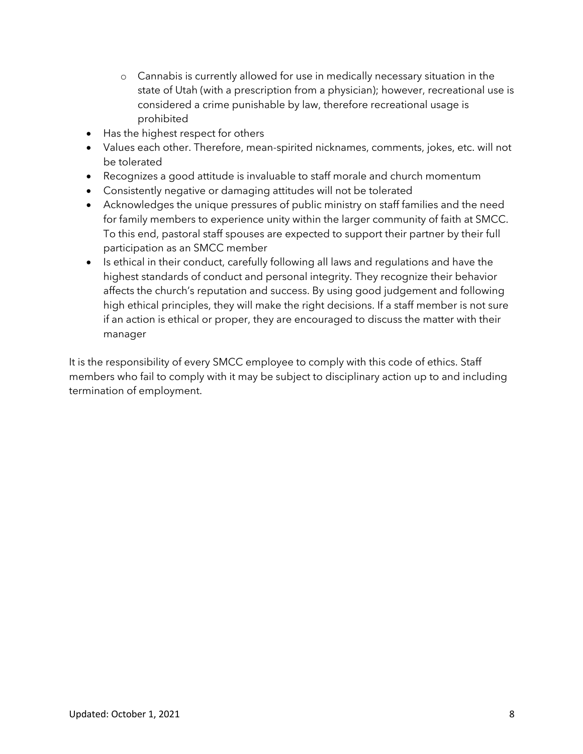- Cannabis is currently allowed for use in medically necessary situation in the state of Utah (with a prescription from a physician); however, recreational use is considered a crime punishable by law, therefore recreational usage is prohibited
- Has the highest respect for others
- Values each other. Therefore, mean-spirited nicknames, comments, jokes, etc. will not be tolerated
- Recognizes a good attitude is invaluable to staff morale and church momentum
- Consistently negative or damaging attitudes will not be tolerated
- Acknowledges the unique pressures of public ministry on staff families and the need for family members to experience unity within the larger community of faith at SMCC. To this end, pastoral staff spouses are expected to support their partner by their full participation as an SMCC member
- Is ethical in their conduct, carefully following all laws and regulations and have the highest standards of conduct and personal integrity. They recognize their behavior affects the church's reputation and success. By using good judgement and following high ethical principles, they will make the right decisions. If a staff member is not sure if an action is ethical or proper, they are encouraged to discuss the matter with their manager

It is the responsibility of every SMCC employee to comply with this code of ethics. Staff members who fail to comply with it may be subject to disciplinary action up to and including termination of employment.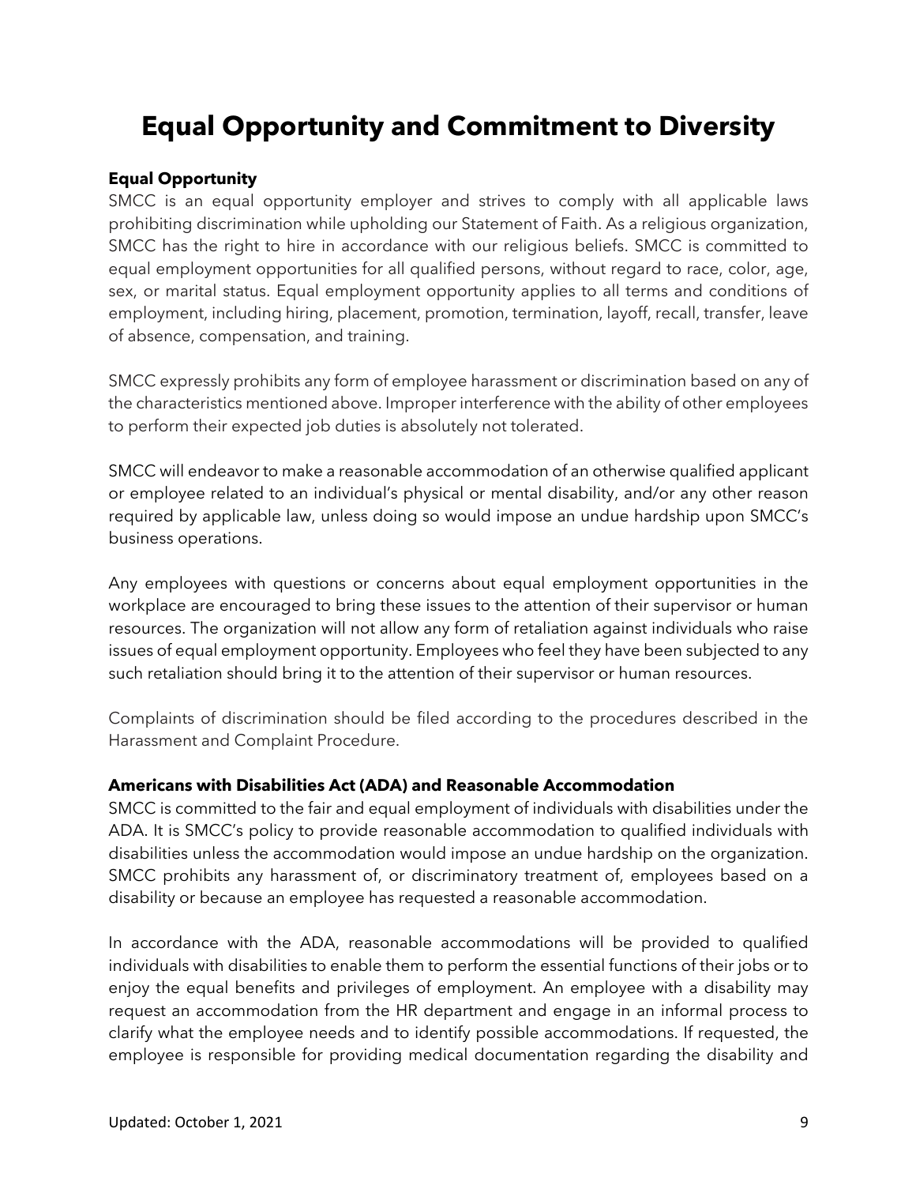# Equal Opportunity and Commitment to Diversity

**Equal Opportunity**

SMCC is an equal opportunity employer and strives to comply with all applicable laws prohibiting discrimination while upholding our Statement of Faith. As a religious organization, SMCC has the right to hire in accordance with our religious beliefs. SMCC is committed to equal employment opportunities for all qualified persons, without regard to race, color, age, sex, or marital status. Equal employment opportunity applies to all terms and conditions of employment, including hiring, placement, promotion, termination, layoff, recall, transfer, leave of absence, compensation, and training.

SMCC expressly prohibits any form of employee harassment or discrimination based on any of the characteristics mentioned above. Improper interference with the ability of other employees to perform their expected job duties is absolutely not tolerated.

SMCC will endeavor to make a reasonable accommodation of an otherwise qualified applicant or employee related to an individual's physical or mental disability, and/or any other reason required by applicable law, unless doing so would impose an undue hardship upon SMCC's business operations.

Any employees with questions or concerns about equal employment opportunities in the workplace are encouraged to bring these issues to the attention of their supervisor or human resources. The organization will not allow any form of retaliation against individuals who raise issues of equal employment opportunity. Employees who feel they have been subjected to any such retaliation should bring it to the attention of their supervisor or human resources.

Complaints of discrimination should be filed according to the procedures described in the Harassment and Complaint Procedure.

**Americans with Disabilities Act (ADA) and Reasonable Accommodation**

SMCC is committed to the fair and equal employment of individuals with disabilities under the ADA. It is SMCC's policy to provide reasonable accommodation to qualified individuals with disabilities unless the accommodation would impose an undue hardship on the organization. SMCC prohibits any harassment of, or discriminatory treatment of, employees based on a disability or because an employee has requested a reasonable accommodation.

In accordance with the ADA, reasonable accommodations will be provided to qualified individuals with disabilities to enable them to perform the essential functions of their jobs or to enjoy the equal benefits and privileges of employment. An employee with a disability may request an accommodation from the HR department and engage in an informal process to clarify what the employee needs and to identify possible accommodations. If requested, the employee is responsible for providing medical documentation regarding the disability and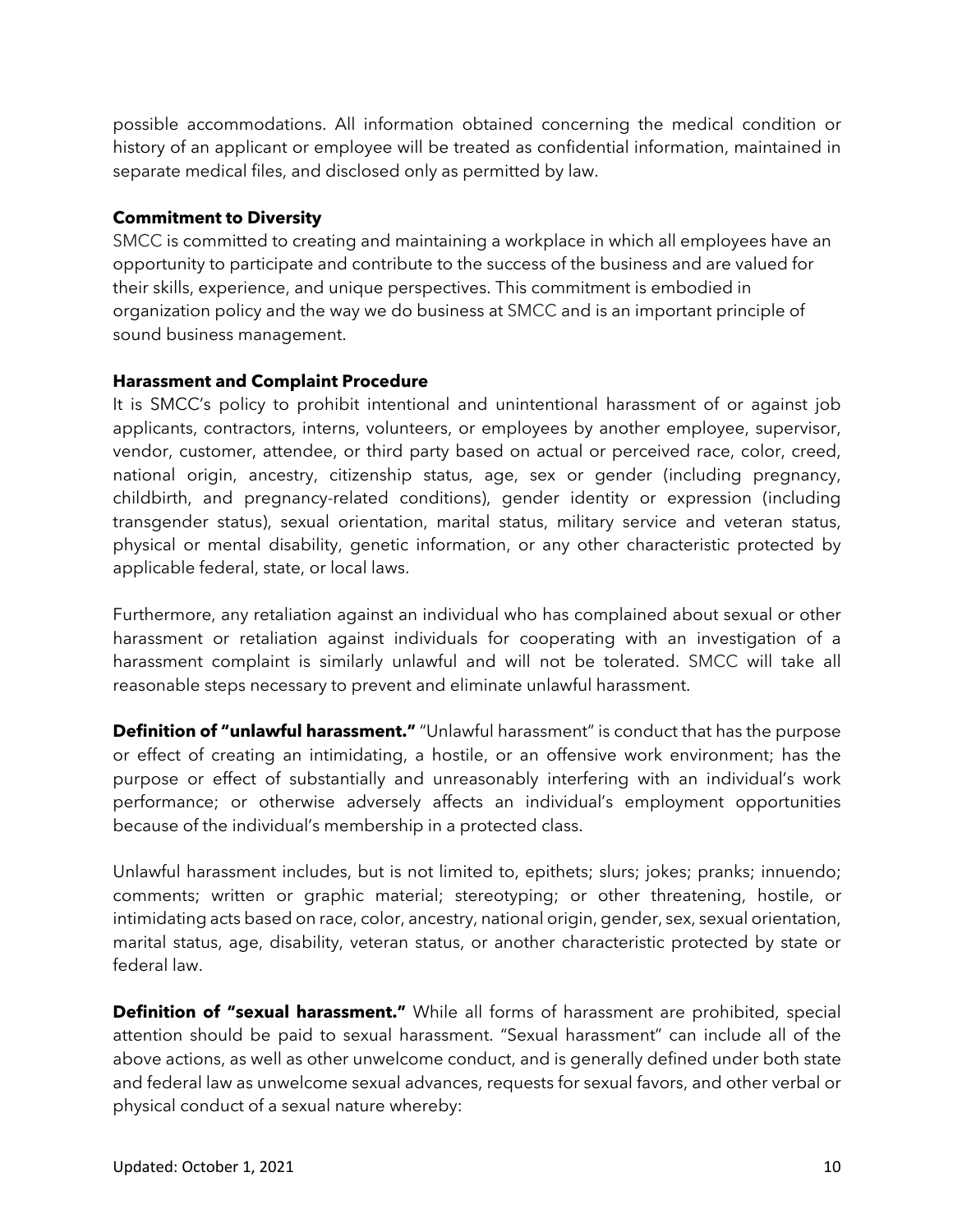possible accommodations. All information obtained concerning the medical condition or history of an applicant or employee will be treated as confidential information, maintained in separate medical files, and disclosed only as permitted by law.

**Commitment to Diversity**

SMCC is committed to creating and maintaining a workplace in which all employees have an opportunity to participate and contribute to the success of the business and are valued for their skills, experience, and unique perspectives. This commitment is embodied in organization policy and the way we do business at SMCC and is an important principle of sound business management.

**Harassment and Complaint Procedure**

It is SMCC's policy to prohibit intentional and unintentional harassment of or against job applicants, contractors, interns, volunteers, or employees by another employee, supervisor, vendor, customer, attendee, or third party based on actual or perceived race, color, creed, national origin, ancestry, citizenship status, age, sex or gender (including pregnancy, childbirth, and pregnancy-related conditions), gender identity or expression (including transgender status), sexual orientation, marital status, military service and veteran status, physical or mental disability, genetic information, or any other characteristic protected by applicable federal, state, or local laws.

Furthermore, any retaliation against an individual who has complained about sexual or other harassment or retaliation against individuals for cooperating with an investigation of a harassment complaint is similarly unlawful and will not be tolerated. SMCC will take all reasonable steps necessary to prevent and eliminate unlawful harassment.

**Definition of "unlawful harassment."** "Unlawful harassment" is conduct that has the purpose or effect of creating an intimidating, a hostile, or an offensive work environment; has the purpose or effect of substantially and unreasonably interfering with an individual's work performance; or otherwise adversely affects an individual's employment opportunities because of the individual's membership in a protected class.

Unlawful harassment includes, but is not limited to, epithets; slurs; jokes; pranks; innuendo; comments; written or graphic material; stereotyping; or other threatening, hostile, or intimidating acts based on race, color, ancestry, national origin, gender, sex, sexual orientation, marital status, age, disability, veteran status, or another characteristic protected by state or federal law.

**Definition of "sexual harassment."** While all forms of harassment are prohibited, special attention should be paid to sexual harassment. "Sexual harassment" can include all of the above actions, as well as other unwelcome conduct, and is generally defined under both state and federal law as unwelcome sexual advances, requests for sexual favors, and other verbal or physical conduct of a sexual nature whereby: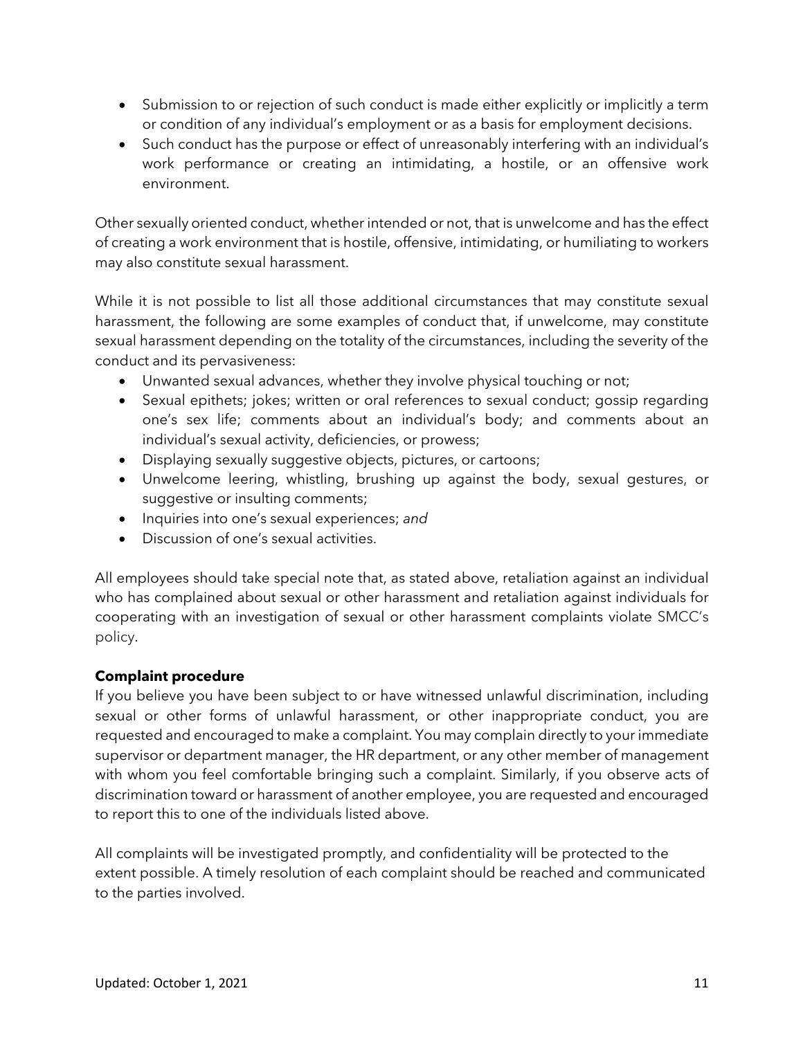- Submission to or rejection of such conduct is made either explicitly or implicitly a term or condition of any individual's employment or as a basis for employment decisions.
- Such conduct has the purpose or effect of unreasonably interfering with an individual's work performance or creating an intimidating, a hostile, or an offensive work environment.

Other sexually oriented conduct, whether intended or not, that is unwelcome and has the effect of creating a work environment that is hostile, offensive, intimidating, or humiliating to workers may also constitute sexual harassment.

While it is not possible to list all those additional circumstances that may constitute sexual harassment, the following are some examples of conduct that, if unwelcome, may constitute sexual harassment depending on the totality of the circumstances, including the severity of the conduct and its pervasiveness:

- Unwanted sexual advances, whether they involve physical touching or not;
- Sexual epithets; jokes; written or oral references to sexual conduct; gossip regarding one's sex life; comments about an individual's body; and comments about an individual's sexual activity, deficiencies, or prowess;
- Displaying sexually suggestive objects, pictures, or cartoons;
- Unwelcome leering, whistling, brushing up against the body, sexual gestures, or suggestive or insulting comments;
- Inquiries into one's sexual experiences; *and*
- Discussion of one's sexual activities.

All employees should take special note that, as stated above, retaliation against an individual who has complained about sexual or other harassment and retaliation against individuals for cooperating with an investigation of sexual or other harassment complaints violate SMCC's policy.

**Complaint procedure**

If you believe you have been subject to or have witnessed unlawful discrimination, including sexual or other forms of unlawful harassment, or other inappropriate conduct, you are requested and encouraged to make a complaint. You may complain directly to your immediate supervisor or department manager, the HR department, or any other member of management with whom you feel comfortable bringing such a complaint. Similarly, if you observe acts of discrimination toward or harassment of another employee, you are requested and encouraged to report this to one of the individuals listed above.

All complaints will be investigated promptly, and confidentiality will be protected to the extent possible. A timely resolution of each complaint should be reached and communicated to the parties involved.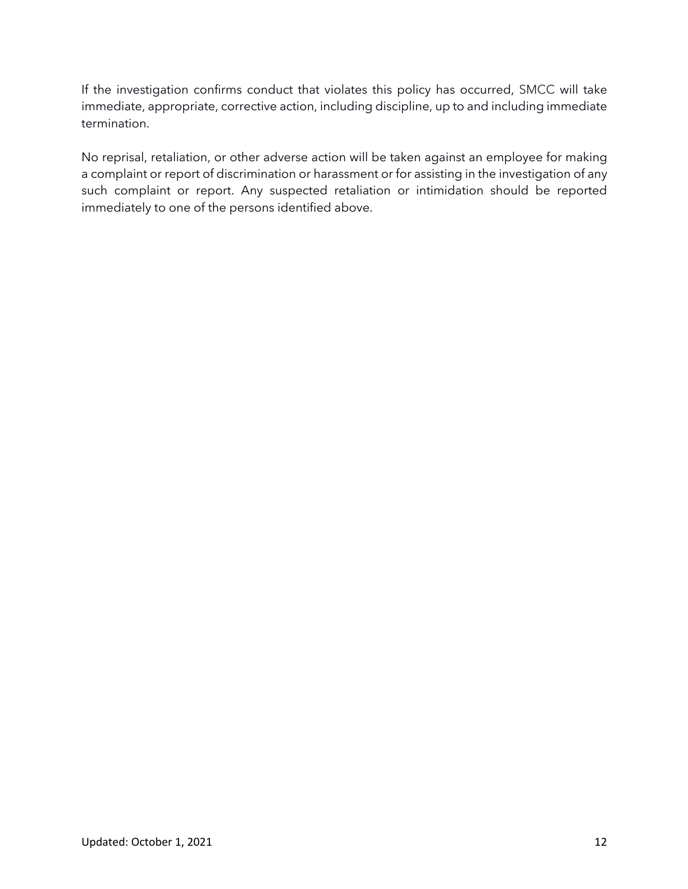If the investigation confirms conduct that violates this policy has occurred, SMCC will take immediate, appropriate, corrective action, including discipline, up to and including immediate termination.

No reprisal, retaliation, or other adverse action will be taken against an employee for making a complaint or report of discrimination or harassment or for assisting in the investigation of any such complaint or report. Any suspected retaliation or intimidation should be reported immediately to one of the persons identified above.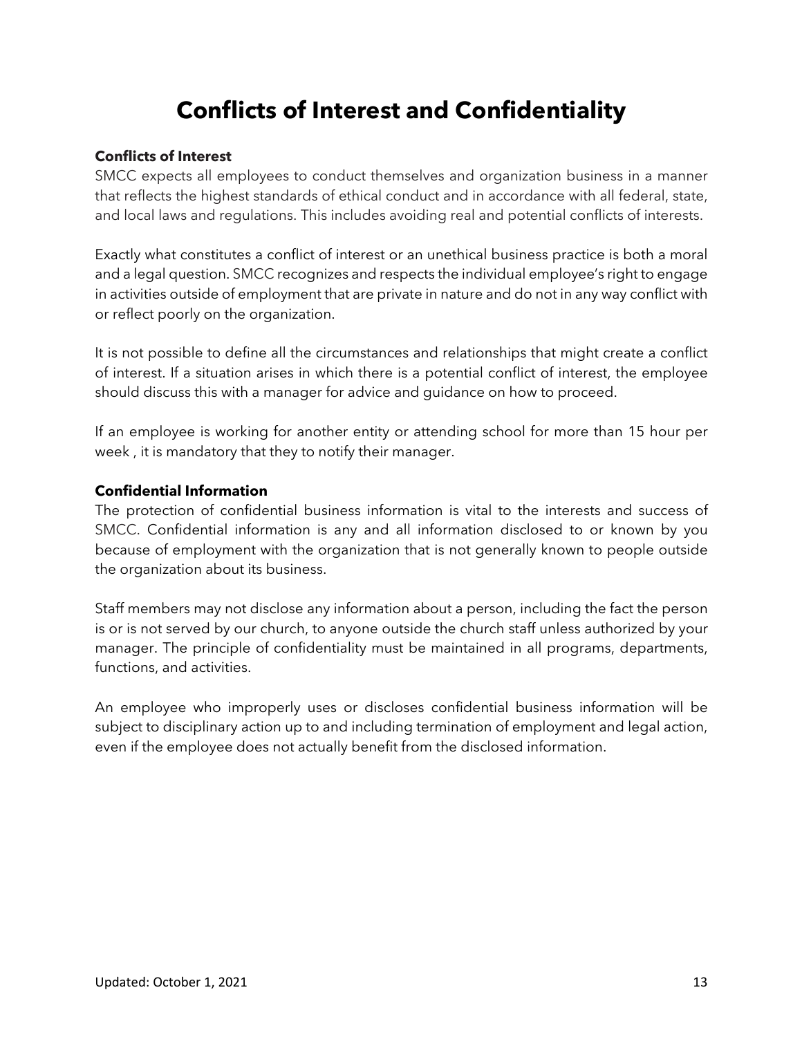# Conflicts of Interest and Confidentiality

**Conflicts of Interest**

SMCC expects all employees to conduct themselves and organization business in a manner that reflects the highest standards of ethical conduct and in accordance with all federal, state, and local laws and regulations. This includes avoiding real and potential conflicts of interests.

Exactly what constitutes a conflict of interest or an unethical business practice is both a moral and a legal question. SMCC recognizes and respects the individual employee's right to engage in activities outside of employment that are private in nature and do not in any way conflict with or reflect poorly on the organization.

It is not possible to define all the circumstances and relationships that might create a conflict of interest. If a situation arises in which there is a potential conflict of interest, the employee should discuss this with a manager for advice and guidance on how to proceed.

If an employee is working for another entity or attending school for more than 15 hour per week , it is mandatory that they to notify their manager.

**Confidential Information**

The protection of confidential business information is vital to the interests and success of SMCC. Confidential information is any and all information disclosed to or known by you because of employment with the organization that is not generally known to people outside the organization about its business.

Staff members may not disclose any information about a person, including the fact the person is or is not served by our church, to anyone outside the church staff unless authorized by your manager. The principle of confidentiality must be maintained in all programs, departments, functions, and activities.

An employee who improperly uses or discloses confidential business information will be subject to disciplinary action up to and including termination of employment and legal action, even if the employee does not actually benefit from the disclosed information.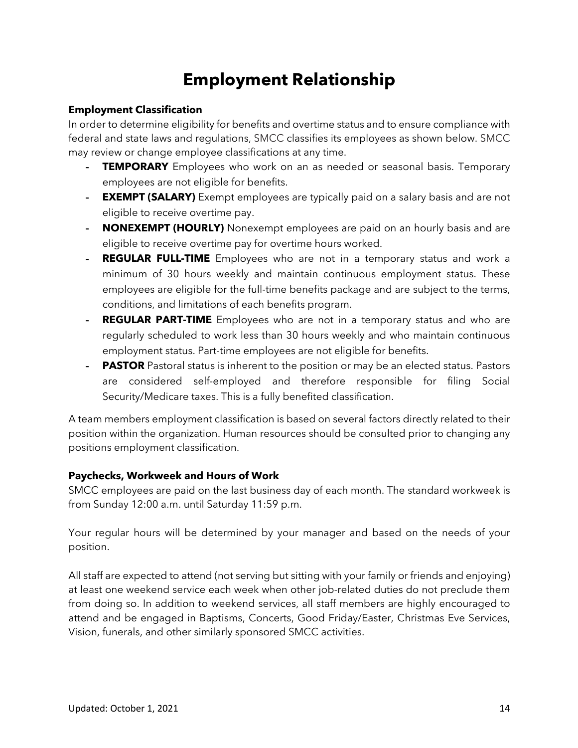# Employment Relationship

**Employment Classification**
In order to determine eligibility for benefits and overtime status and to ensure compliance with federal and state laws and regulations, SMCC classifies its employees as shown below. SMCC may review or change employee classifications at any time.

- **TEMPORARY** Employees who work on an as needed or seasonal basis. Temporary employees are not eligible for benefits.
- **EXEMPT (SALARY)** Exempt employees are typically paid on a salary basis and are not eligible to receive overtime pay.
- **NONEXEMPT (HOURLY)** Nonexempt employees are paid on an hourly basis and are eligible to receive overtime pay for overtime hours worked.
- **REGULAR FULL-TIME** Employees who are not in a temporary status and work a minimum of 30 hours weekly and maintain continuous employment status. These employees are eligible for the full-time benefits package and are subject to the terms, conditions, and limitations of each benefits program.
- **REGULAR PART-TIME** Employees who are not in a temporary status and who are regularly scheduled to work less than 30 hours weekly and who maintain continuous employment status. Part-time employees are not eligible for benefits.
- **PASTOR** Pastoral status is inherent to the position or may be an elected status. Pastors are considered self-employed and therefore responsible for filing Social Security/Medicare taxes. This is a fully benefited classification.

A team members employment classification is based on several factors directly related to their position within the organization. Human resources should be consulted prior to changing any positions employment classification.

**Paychecks, Workweek and Hours of Work**
SMCC employees are paid on the last business day of each month. The standard workweek is from Sunday 12:00 a.m. until Saturday 11:59 p.m.

Your regular hours will be determined by your manager and based on the needs of your position.

All staff are expected to attend (not serving but sitting with your family or friends and enjoying) at least one weekend service each week when other job-related duties do not preclude them from doing so. In addition to weekend services, all staff members are highly encouraged to attend and be engaged in Baptisms, Concerts, Good Friday/Easter, Christmas Eve Services, Vision, funerals, and other similarly sponsored SMCC activities.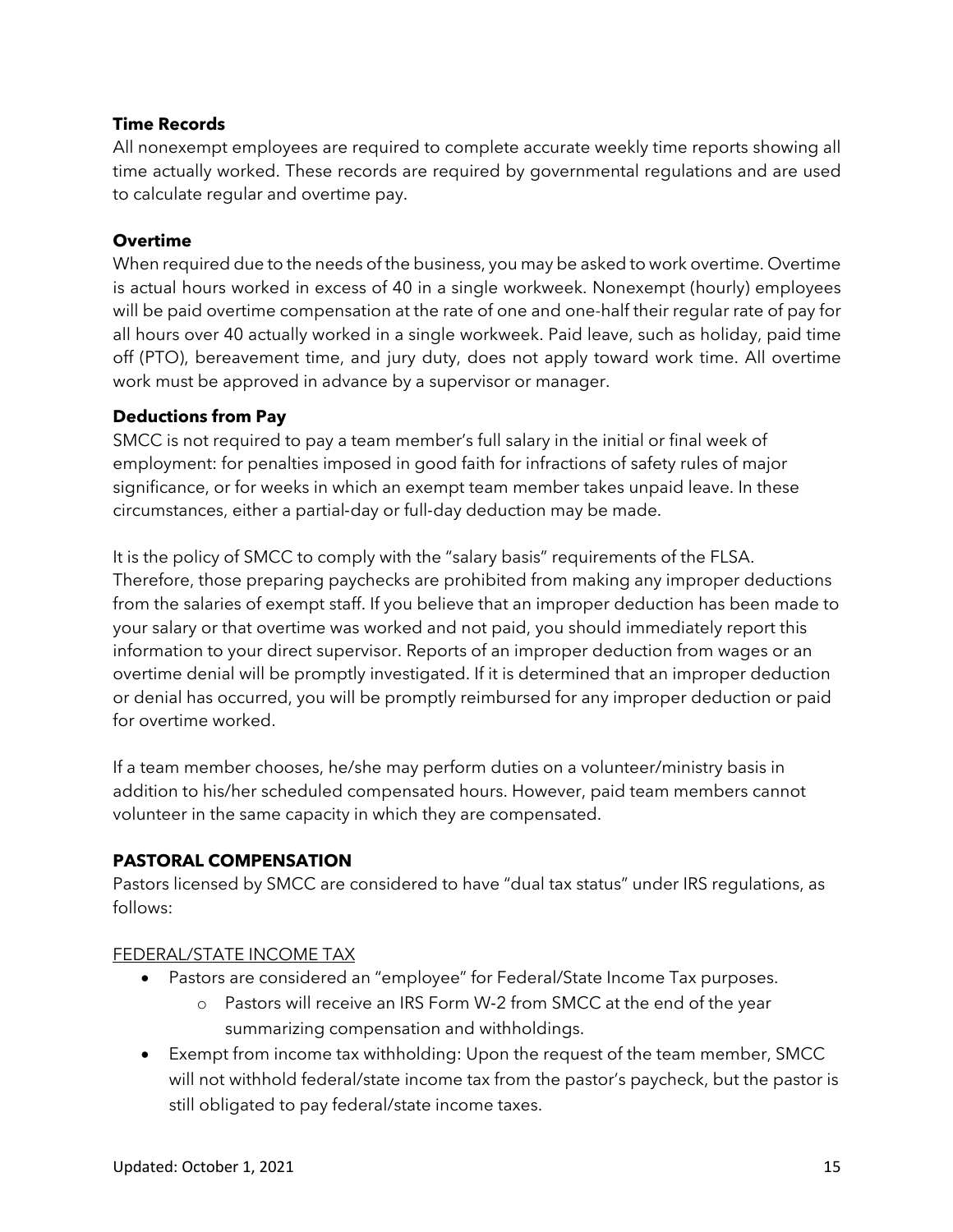### Time Records

All nonexempt employees are required to complete accurate weekly time reports showing all time actually worked. These records are required by governmental regulations and are used to calculate regular and overtime pay.

### Overtime

When required due to the needs of the business, you may be asked to work overtime. Overtime is actual hours worked in excess of 40 in a single workweek. Nonexempt (hourly) employees will be paid overtime compensation at the rate of one and one-half their regular rate of pay for all hours over 40 actually worked in a single workweek. Paid leave, such as holiday, paid time off (PTO), bereavement time, and jury duty, does not apply toward work time. All overtime work must be approved in advance by a supervisor or manager.

### Deductions from Pay

SMCC is not required to pay a team member's full salary in the initial or final week of employment: for penalties imposed in good faith for infractions of safety rules of major significance, or for weeks in which an exempt team member takes unpaid leave. In these circumstances, either a partial-day or full-day deduction may be made.

It is the policy of SMCC to comply with the "salary basis" requirements of the FLSA. Therefore, those preparing paychecks are prohibited from making any improper deductions from the salaries of exempt staff. If you believe that an improper deduction has been made to your salary or that overtime was worked and not paid, you should immediately report this information to your direct supervisor. Reports of an improper deduction from wages or an overtime denial will be promptly investigated. If it is determined that an improper deduction or denial has occurred, you will be promptly reimbursed for any improper deduction or paid for overtime worked.

If a team member chooses, he/she may perform duties on a volunteer/ministry basis in addition to his/her scheduled compensated hours. However, paid team members cannot volunteer in the same capacity in which they are compensated.

## PASTORAL COMPENSATION

Pastors licensed by SMCC are considered to have "dual tax status" under IRS regulations, as follows:

FEDERAL/STATE INCOME TAX

- Pastors are considered an "employee" for Federal/State Income Tax purposes.
  - Pastors will receive an IRS Form W-2 from SMCC at the end of the year summarizing compensation and withholdings.
- Exempt from income tax withholding: Upon the request of the team member, SMCC will not withhold federal/state income tax from the pastor's paycheck, but the pastor is still obligated to pay federal/state income taxes.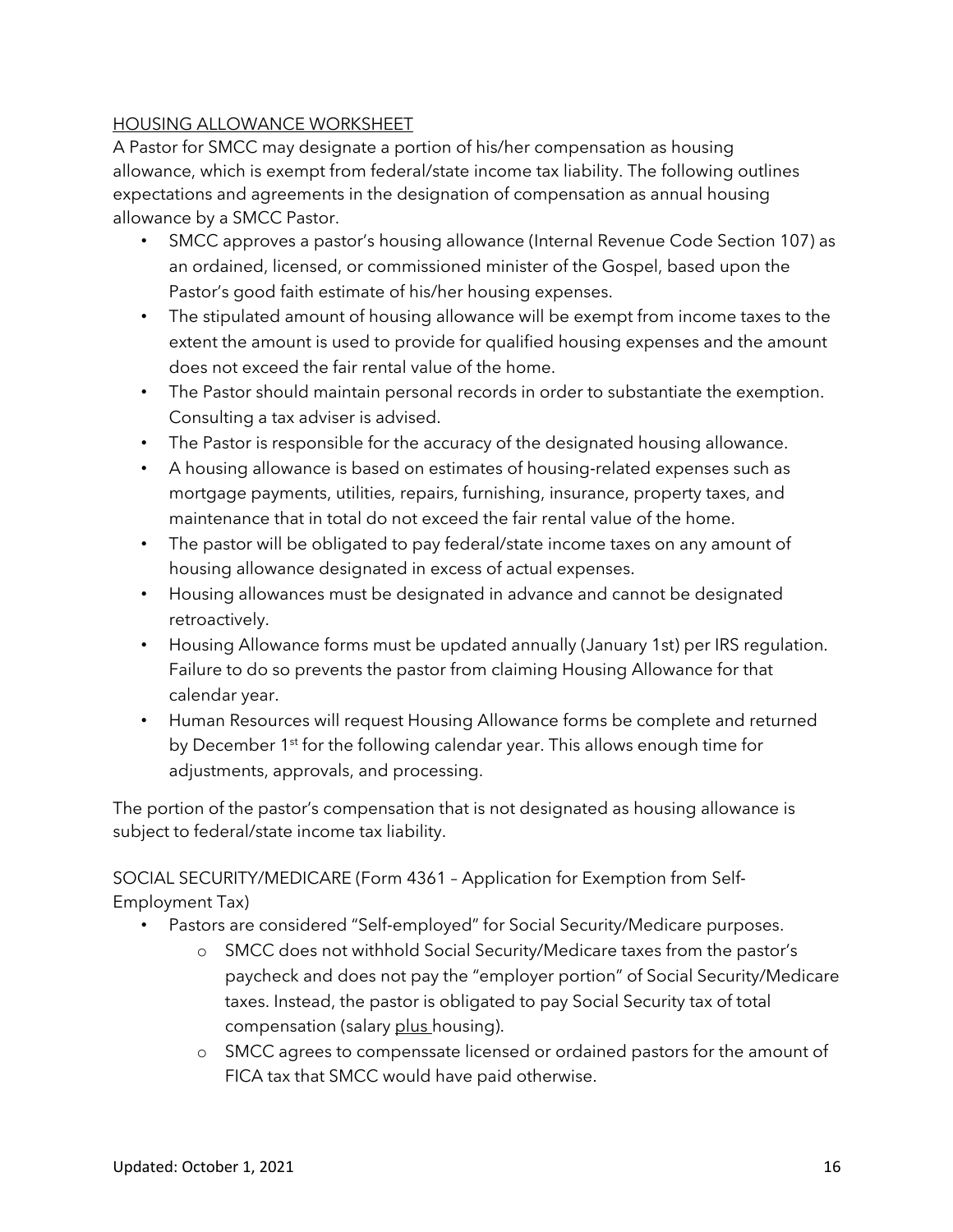<u>HOUSING ALLOWANCE WORKSHEET</u>

A Pastor for SMCC may designate a portion of his/her compensation as housing allowance, which is exempt from federal/state income tax liability. The following outlines expectations and agreements in the designation of compensation as annual housing allowance by a SMCC Pastor.

- SMCC approves a pastor's housing allowance (Internal Revenue Code Section 107) as an ordained, licensed, or commissioned minister of the Gospel, based upon the Pastor's good faith estimate of his/her housing expenses.
- The stipulated amount of housing allowance will be exempt from income taxes to the extent the amount is used to provide for qualified housing expenses and the amount does not exceed the fair rental value of the home.
- The Pastor should maintain personal records in order to substantiate the exemption. Consulting a tax adviser is advised.
- The Pastor is responsible for the accuracy of the designated housing allowance.
- A housing allowance is based on estimates of housing-related expenses such as mortgage payments, utilities, repairs, furnishing, insurance, property taxes, and maintenance that in total do not exceed the fair rental value of the home.
- The pastor will be obligated to pay federal/state income taxes on any amount of housing allowance designated in excess of actual expenses.
- Housing allowances must be designated in advance and cannot be designated retroactively.
- Housing Allowance forms must be updated annually (January 1st) per IRS regulation. Failure to do so prevents the pastor from claiming Housing Allowance for that calendar year.
- Human Resources will request Housing Allowance forms be complete and returned by December 1st for the following calendar year. This allows enough time for adjustments, approvals, and processing.

The portion of the pastor's compensation that is not designated as housing allowance is subject to federal/state income tax liability.

SOCIAL SECURITY/MEDICARE (Form 4361 – Application for Exemption from Self-Employment Tax)

- Pastors are considered "Self-employed" for Social Security/Medicare purposes.
  - SMCC does not withhold Social Security/Medicare taxes from the pastor's paycheck and does not pay the "employer portion" of Social Security/Medicare taxes. Instead, the pastor is obligated to pay Social Security tax of total compensation (salary <u>plus</u> housing).
  - SMCC agrees to compenssate licensed or ordained pastors for the amount of FICA tax that SMCC would have paid otherwise.

Updated: October 1, 2021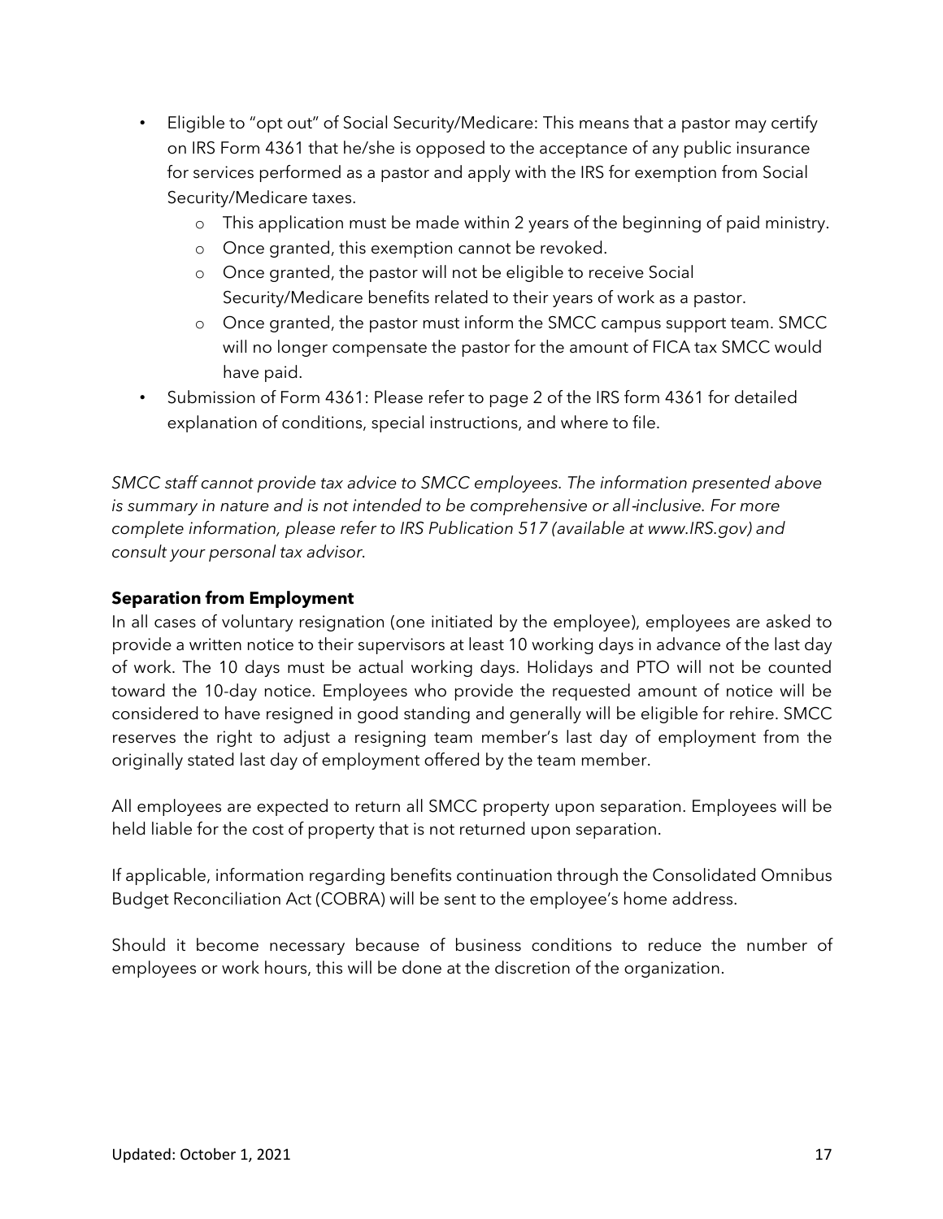- Eligible to "opt out" of Social Security/Medicare: This means that a pastor may certify on IRS Form 4361 that he/she is opposed to the acceptance of any public insurance for services performed as a pastor and apply with the IRS for exemption from Social Security/Medicare taxes.
    - This application must be made within 2 years of the beginning of paid ministry.
    - Once granted, this exemption cannot be revoked.
    - Once granted, the pastor will not be eligible to receive Social Security/Medicare benefits related to their years of work as a pastor.
    - Once granted, the pastor must inform the SMCC campus support team. SMCC will no longer compensate the pastor for the amount of FICA tax SMCC would have paid.
- Submission of Form 4361: Please refer to page 2 of the IRS form 4361 for detailed explanation of conditions, special instructions, and where to file.

*SMCC staff cannot provide tax advice to SMCC employees. The information presented above is summary in nature and is not intended to be comprehensive or all-inclusive. For more complete information, please refer to IRS Publication 517 (available at www.IRS.gov) and consult your personal tax advisor.*

**Separation from Employment**

In all cases of voluntary resignation (one initiated by the employee), employees are asked to provide a written notice to their supervisors at least 10 working days in advance of the last day of work. The 10 days must be actual working days. Holidays and PTO will not be counted toward the 10-day notice. Employees who provide the requested amount of notice will be considered to have resigned in good standing and generally will be eligible for rehire. SMCC reserves the right to adjust a resigning team member's last day of employment from the originally stated last day of employment offered by the team member.

All employees are expected to return all SMCC property upon separation. Employees will be held liable for the cost of property that is not returned upon separation.

If applicable, information regarding benefits continuation through the Consolidated Omnibus Budget Reconciliation Act (COBRA) will be sent to the employee's home address.

Should it become necessary because of business conditions to reduce the number of employees or work hours, this will be done at the discretion of the organization.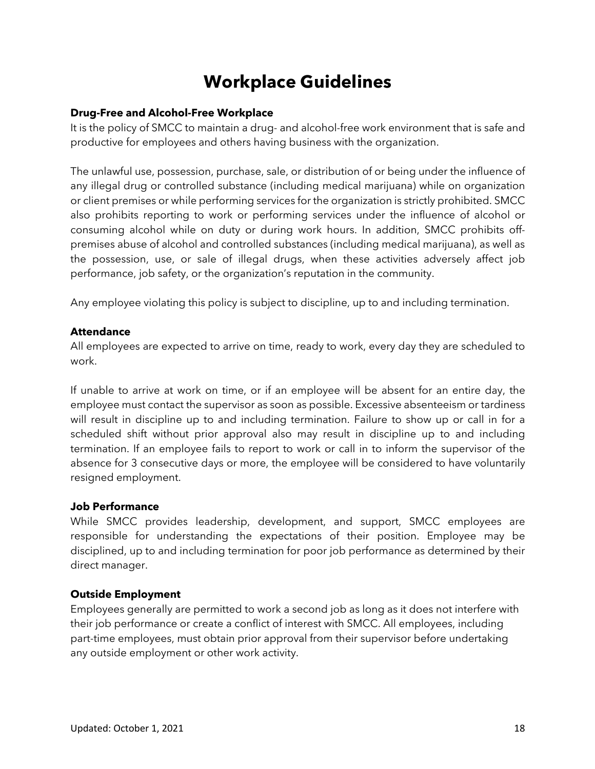# Workplace Guidelines

**Drug-Free and Alcohol-Free Workplace**

It is the policy of SMCC to maintain a drug- and alcohol-free work environment that is safe and productive for employees and others having business with the organization.

The unlawful use, possession, purchase, sale, or distribution of or being under the influence of any illegal drug or controlled substance (including medical marijuana) while on organization or client premises or while performing services for the organization is strictly prohibited. SMCC also prohibits reporting to work or performing services under the influence of alcohol or consuming alcohol while on duty or during work hours. In addition, SMCC prohibits off-premises abuse of alcohol and controlled substances (including medical marijuana), as well as the possession, use, or sale of illegal drugs, when these activities adversely affect job performance, job safety, or the organization's reputation in the community.

Any employee violating this policy is subject to discipline, up to and including termination.

**Attendance**

All employees are expected to arrive on time, ready to work, every day they are scheduled to work.

If unable to arrive at work on time, or if an employee will be absent for an entire day, the employee must contact the supervisor as soon as possible. Excessive absenteeism or tardiness will result in discipline up to and including termination. Failure to show up or call in for a scheduled shift without prior approval also may result in discipline up to and including termination. If an employee fails to report to work or call in to inform the supervisor of the absence for 3 consecutive days or more, the employee will be considered to have voluntarily resigned employment.

**Job Performance**

While SMCC provides leadership, development, and support, SMCC employees are responsible for understanding the expectations of their position. Employee may be disciplined, up to and including termination for poor job performance as determined by their direct manager.

**Outside Employment**

Employees generally are permitted to work a second job as long as it does not interfere with their job performance or create a conflict of interest with SMCC. All employees, including part-time employees, must obtain prior approval from their supervisor before undertaking any outside employment or other work activity.

Updated: October 1, 2021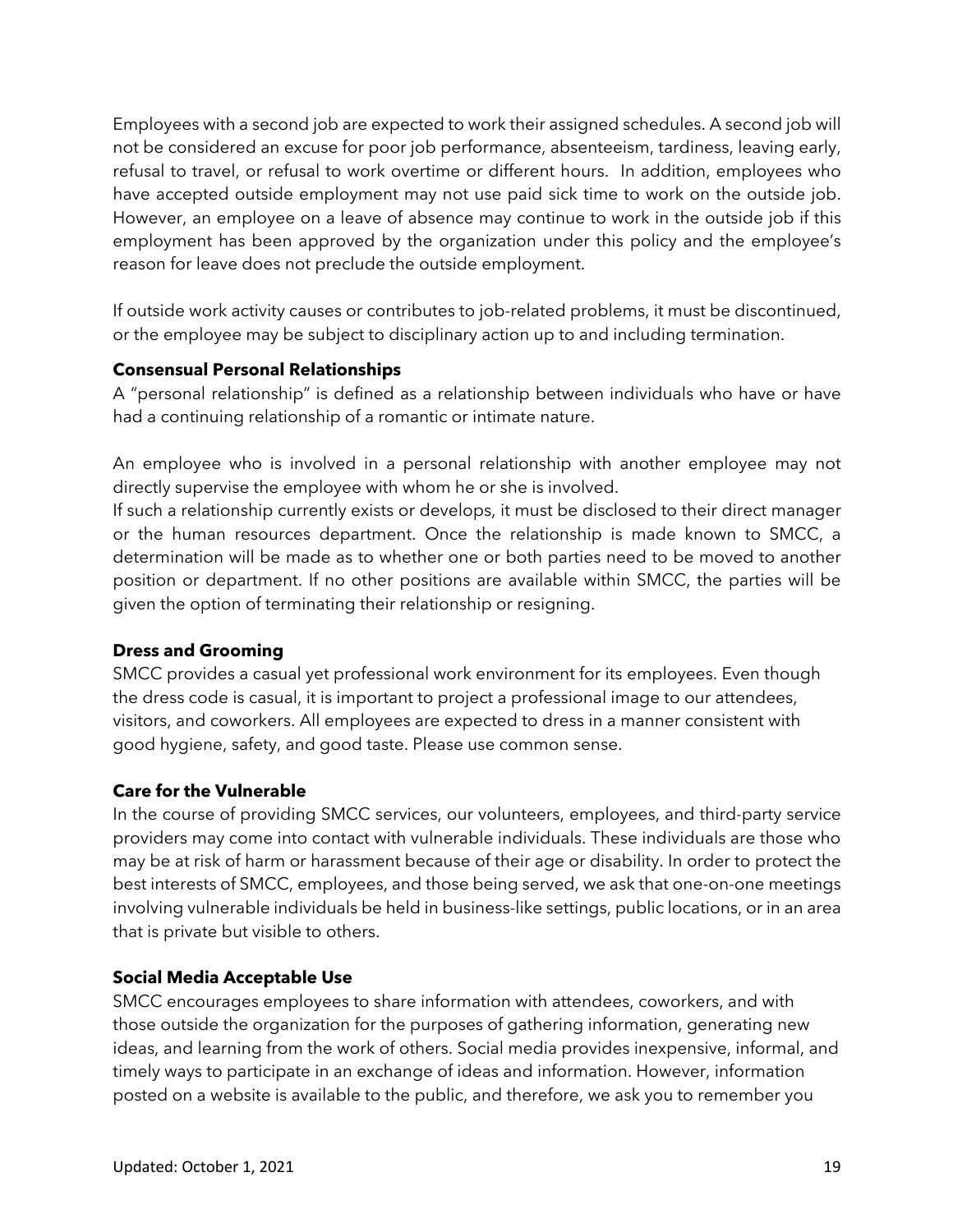Employees with a second job are expected to work their assigned schedules. A second job will not be considered an excuse for poor job performance, absenteeism, tardiness, leaving early, refusal to travel, or refusal to work overtime or different hours. In addition, employees who have accepted outside employment may not use paid sick time to work on the outside job. However, an employee on a leave of absence may continue to work in the outside job if this employment has been approved by the organization under this policy and the employee's reason for leave does not preclude the outside employment.

If outside work activity causes or contributes to job-related problems, it must be discontinued, or the employee may be subject to disciplinary action up to and including termination.

**Consensual Personal Relationships**

A "personal relationship" is defined as a relationship between individuals who have or have had a continuing relationship of a romantic or intimate nature.

An employee who is involved in a personal relationship with another employee may not directly supervise the employee with whom he or she is involved.

If such a relationship currently exists or develops, it must be disclosed to their direct manager or the human resources department. Once the relationship is made known to SMCC, a determination will be made as to whether one or both parties need to be moved to another position or department. If no other positions are available within SMCC, the parties will be given the option of terminating their relationship or resigning.

**Dress and Grooming**

SMCC provides a casual yet professional work environment for its employees. Even though the dress code is casual, it is important to project a professional image to our attendees, visitors, and coworkers. All employees are expected to dress in a manner consistent with good hygiene, safety, and good taste. Please use common sense.

**Care for the Vulnerable**

In the course of providing SMCC services, our volunteers, employees, and third-party service providers may come into contact with vulnerable individuals. These individuals are those who may be at risk of harm or harassment because of their age or disability. In order to protect the best interests of SMCC, employees, and those being served, we ask that one-on-one meetings involving vulnerable individuals be held in business-like settings, public locations, or in an area that is private but visible to others.

**Social Media Acceptable Use**

SMCC encourages employees to share information with attendees, coworkers, and with those outside the organization for the purposes of gathering information, generating new ideas, and learning from the work of others. Social media provides inexpensive, informal, and timely ways to participate in an exchange of ideas and information. However, information posted on a website is available to the public, and therefore, we ask you to remember you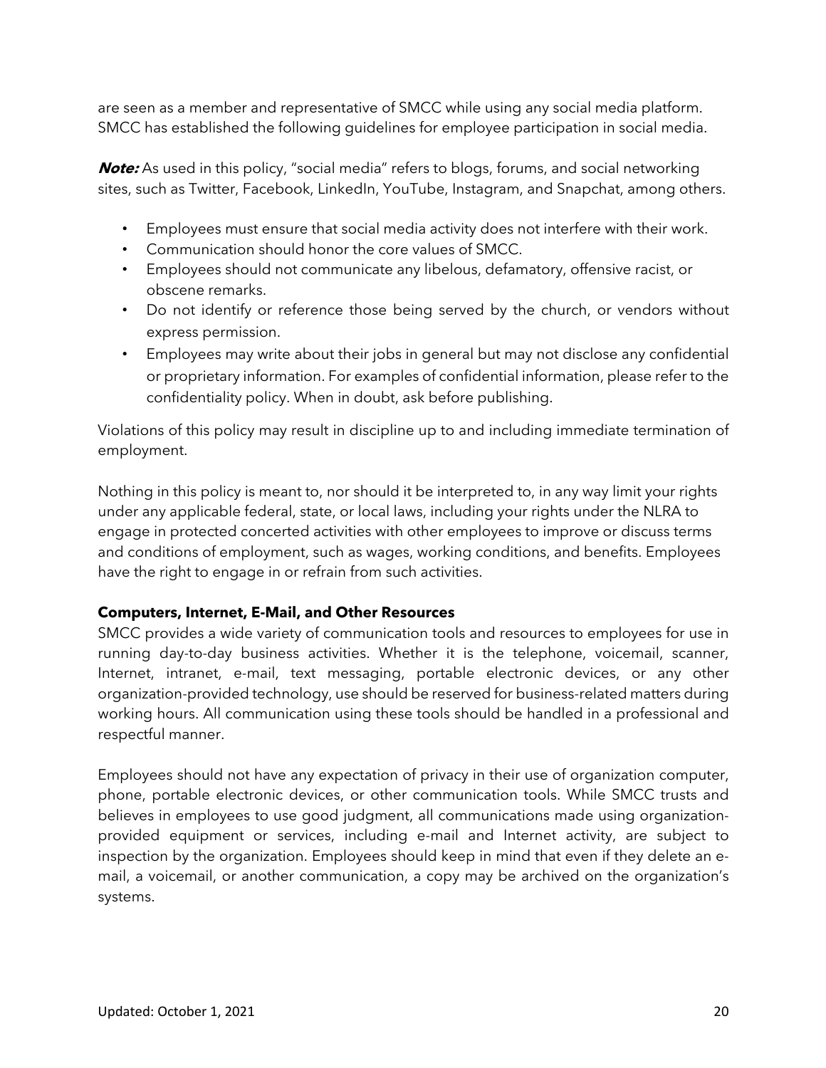are seen as a member and representative of SMCC while using any social media platform. SMCC has established the following guidelines for employee participation in social media.

***Note:*** As used in this policy, "social media" refers to blogs, forums, and social networking sites, such as Twitter, Facebook, LinkedIn, YouTube, Instagram, and Snapchat, among others.

- Employees must ensure that social media activity does not interfere with their work.
- Communication should honor the core values of SMCC.
- Employees should not communicate any libelous, defamatory, offensive racist, or obscene remarks.
- Do not identify or reference those being served by the church, or vendors without express permission.
- Employees may write about their jobs in general but may not disclose any confidential or proprietary information. For examples of confidential information, please refer to the confidentiality policy. When in doubt, ask before publishing.

Violations of this policy may result in discipline up to and including immediate termination of employment.

Nothing in this policy is meant to, nor should it be interpreted to, in any way limit your rights under any applicable federal, state, or local laws, including your rights under the NLRA to engage in protected concerted activities with other employees to improve or discuss terms and conditions of employment, such as wages, working conditions, and benefits. Employees have the right to engage in or refrain from such activities.

**Computers, Internet, E-Mail, and Other Resources**

SMCC provides a wide variety of communication tools and resources to employees for use in running day-to-day business activities. Whether it is the telephone, voicemail, scanner, Internet, intranet, e-mail, text messaging, portable electronic devices, or any other organization-provided technology, use should be reserved for business-related matters during working hours. All communication using these tools should be handled in a professional and respectful manner.

Employees should not have any expectation of privacy in their use of organization computer, phone, portable electronic devices, or other communication tools. While SMCC trusts and believes in employees to use good judgment, all communications made using organization-provided equipment or services, including e-mail and Internet activity, are subject to inspection by the organization. Employees should keep in mind that even if they delete an e-mail, a voicemail, or another communication, a copy may be archived on the organization's systems.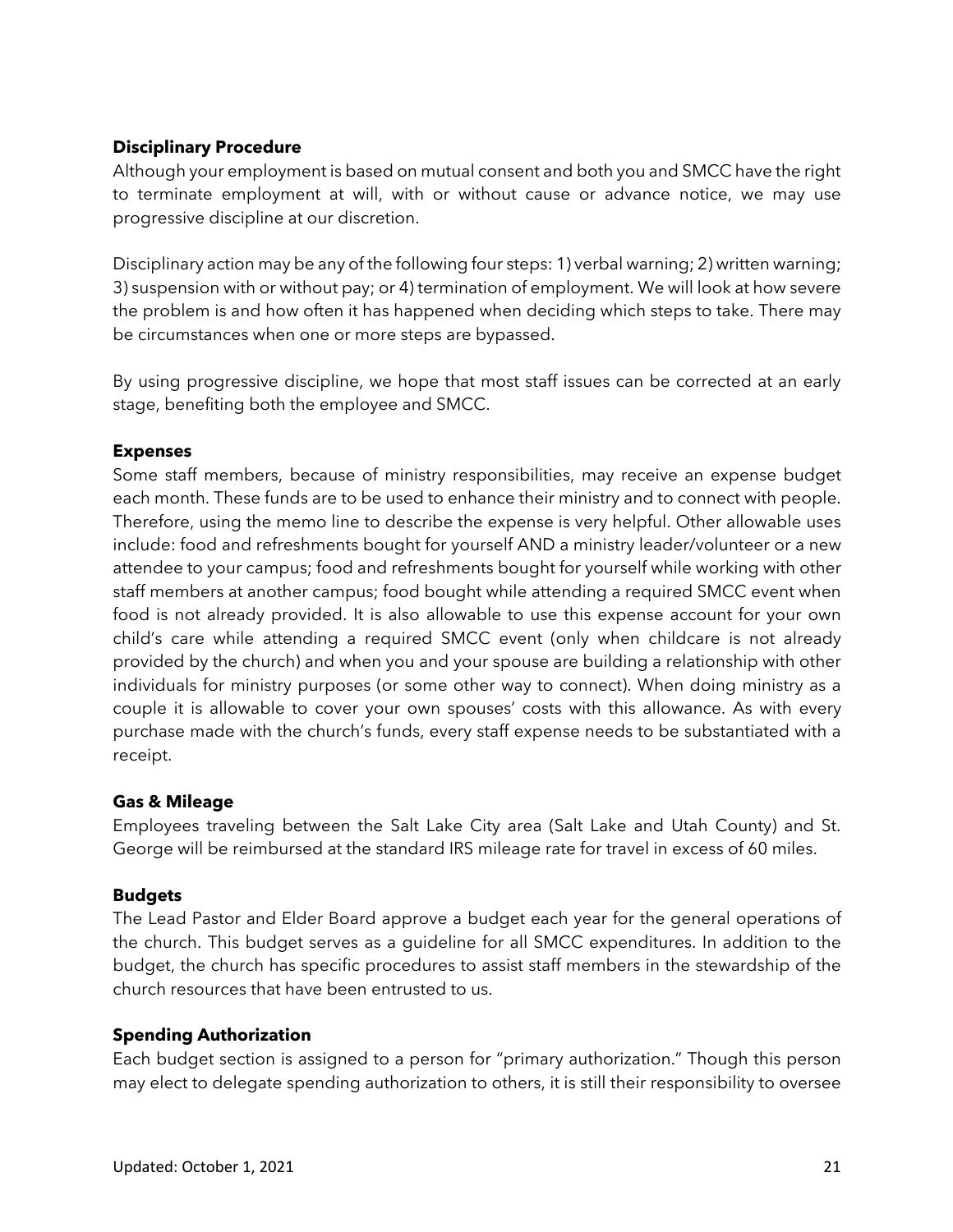**Disciplinary Procedure**

Although your employment is based on mutual consent and both you and SMCC have the right to terminate employment at will, with or without cause or advance notice, we may use progressive discipline at our discretion.

Disciplinary action may be any of the following four steps: 1) verbal warning; 2) written warning; 3) suspension with or without pay; or 4) termination of employment. We will look at how severe the problem is and how often it has happened when deciding which steps to take. There may be circumstances when one or more steps are bypassed.

By using progressive discipline, we hope that most staff issues can be corrected at an early stage, benefiting both the employee and SMCC.

**Expenses**

Some staff members, because of ministry responsibilities, may receive an expense budget each month. These funds are to be used to enhance their ministry and to connect with people. Therefore, using the memo line to describe the expense is very helpful. Other allowable uses include: food and refreshments bought for yourself AND a ministry leader/volunteer or a new attendee to your campus; food and refreshments bought for yourself while working with other staff members at another campus; food bought while attending a required SMCC event when food is not already provided. It is also allowable to use this expense account for your own child's care while attending a required SMCC event (only when childcare is not already provided by the church) and when you and your spouse are building a relationship with other individuals for ministry purposes (or some other way to connect). When doing ministry as a couple it is allowable to cover your own spouses' costs with this allowance. As with every purchase made with the church's funds, every staff expense needs to be substantiated with a receipt.

**Gas & Mileage**

Employees traveling between the Salt Lake City area (Salt Lake and Utah County) and St. George will be reimbursed at the standard IRS mileage rate for travel in excess of 60 miles.

**Budgets**

The Lead Pastor and Elder Board approve a budget each year for the general operations of the church. This budget serves as a guideline for all SMCC expenditures. In addition to the budget, the church has specific procedures to assist staff members in the stewardship of the church resources that have been entrusted to us.

**Spending Authorization**

Each budget section is assigned to a person for "primary authorization." Though this person may elect to delegate spending authorization to others, it is still their responsibility to oversee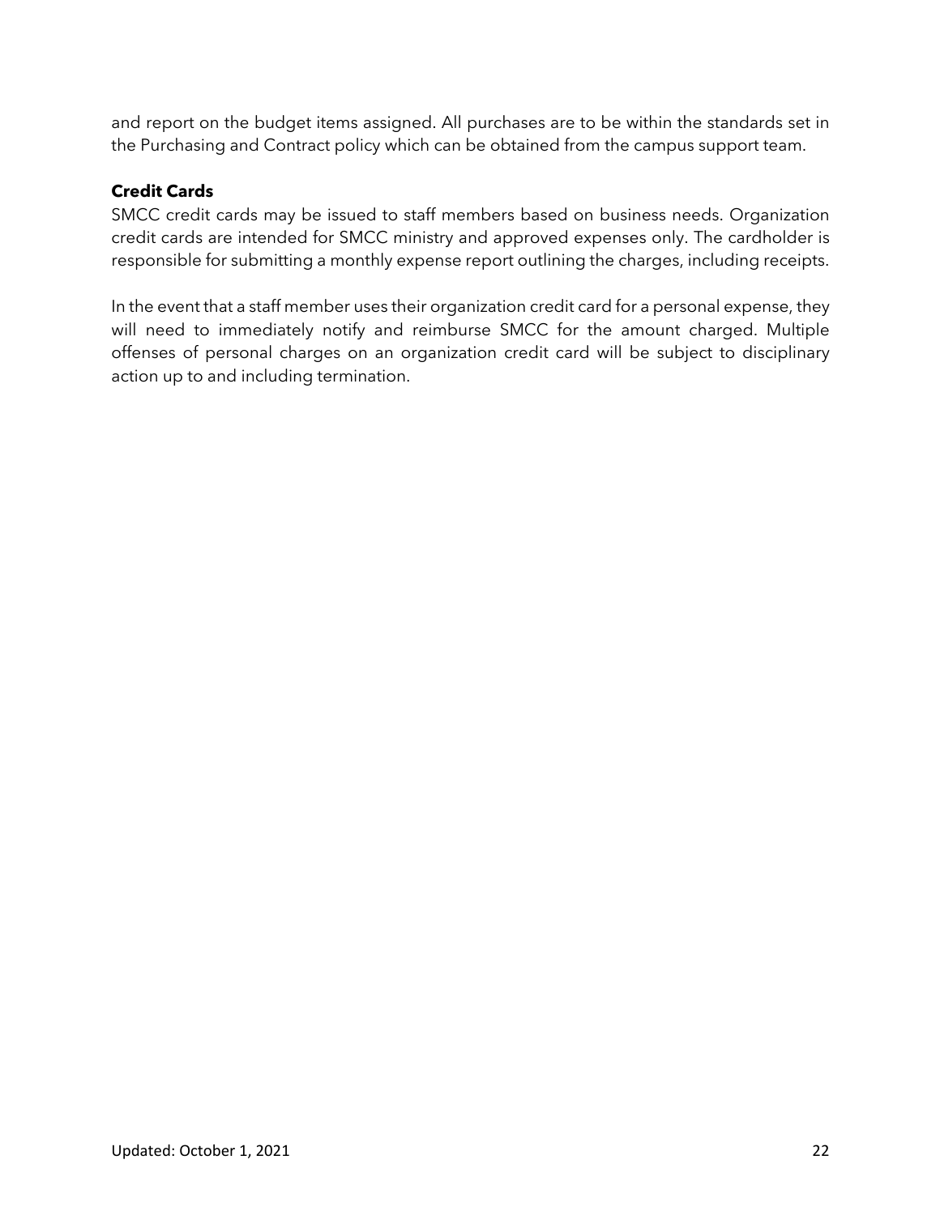and report on the budget items assigned. All purchases are to be within the standards set in the Purchasing and Contract policy which can be obtained from the campus support team.

**Credit Cards**

SMCC credit cards may be issued to staff members based on business needs. Organization credit cards are intended for SMCC ministry and approved expenses only. The cardholder is responsible for submitting a monthly expense report outlining the charges, including receipts.

In the event that a staff member uses their organization credit card for a personal expense, they will need to immediately notify and reimburse SMCC for the amount charged. Multiple offenses of personal charges on an organization credit card will be subject to disciplinary action up to and including termination.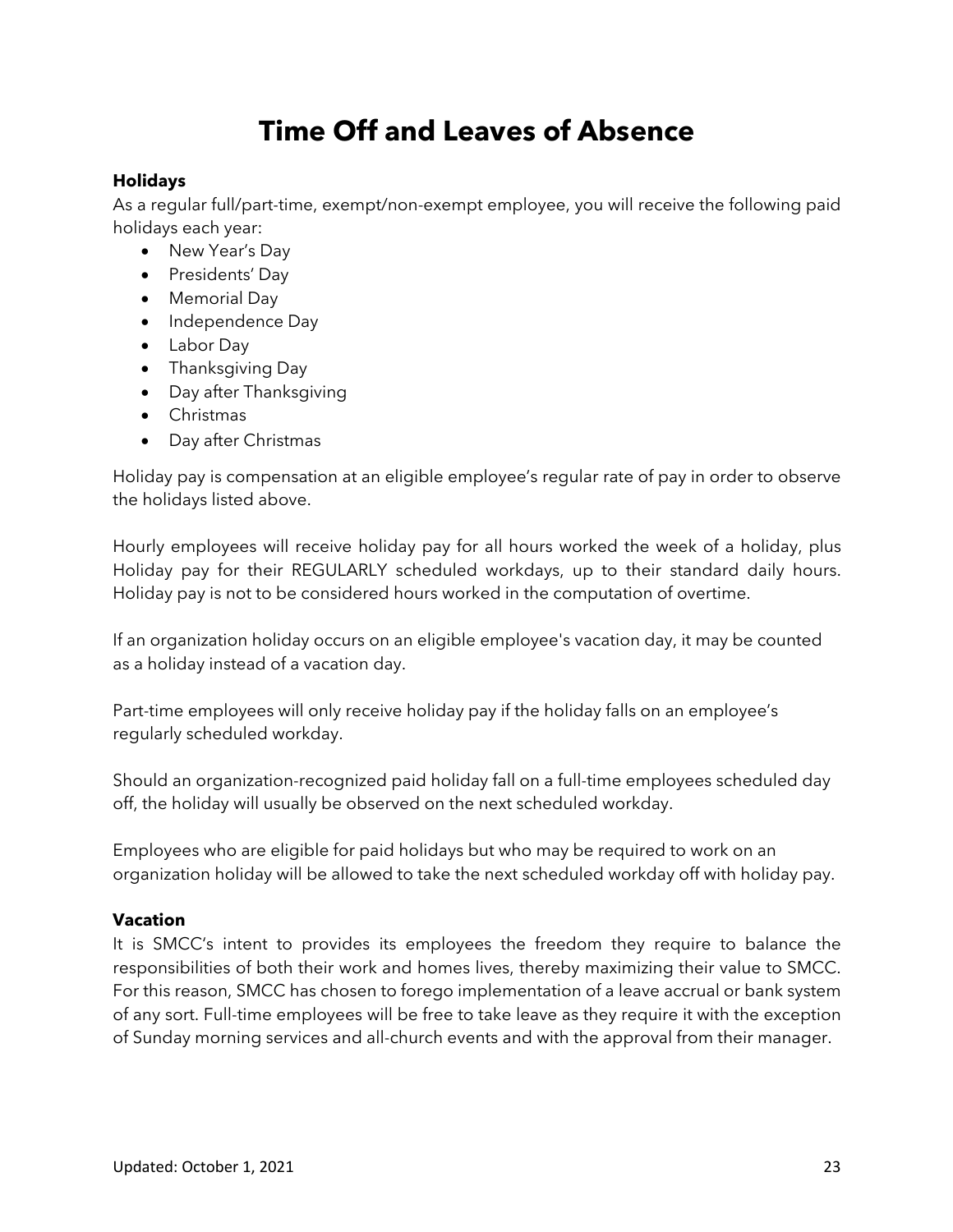# Time Off and Leaves of Absence

### Holidays

As a regular full/part-time, exempt/non-exempt employee, you will receive the following paid holidays each year:

- New Year's Day
- Presidents' Day
- Memorial Day
- Independence Day
- Labor Day
- Thanksgiving Day
- Day after Thanksgiving
- Christmas
- Day after Christmas

Holiday pay is compensation at an eligible employee's regular rate of pay in order to observe the holidays listed above.

Hourly employees will receive holiday pay for all hours worked the week of a holiday, plus Holiday pay for their REGULARLY scheduled workdays, up to their standard daily hours. Holiday pay is not to be considered hours worked in the computation of overtime.

If an organization holiday occurs on an eligible employee's vacation day, it may be counted as a holiday instead of a vacation day.

Part-time employees will only receive holiday pay if the holiday falls on an employee's regularly scheduled workday.

Should an organization-recognized paid holiday fall on a full-time employees scheduled day off, the holiday will usually be observed on the next scheduled workday.

Employees who are eligible for paid holidays but who may be required to work on an organization holiday will be allowed to take the next scheduled workday off with holiday pay.

### Vacation

It is SMCC's intent to provides its employees the freedom they require to balance the responsibilities of both their work and homes lives, thereby maximizing their value to SMCC. For this reason, SMCC has chosen to forego implementation of a leave accrual or bank system of any sort. Full-time employees will be free to take leave as they require it with the exception of Sunday morning services and all-church events and with the approval from their manager.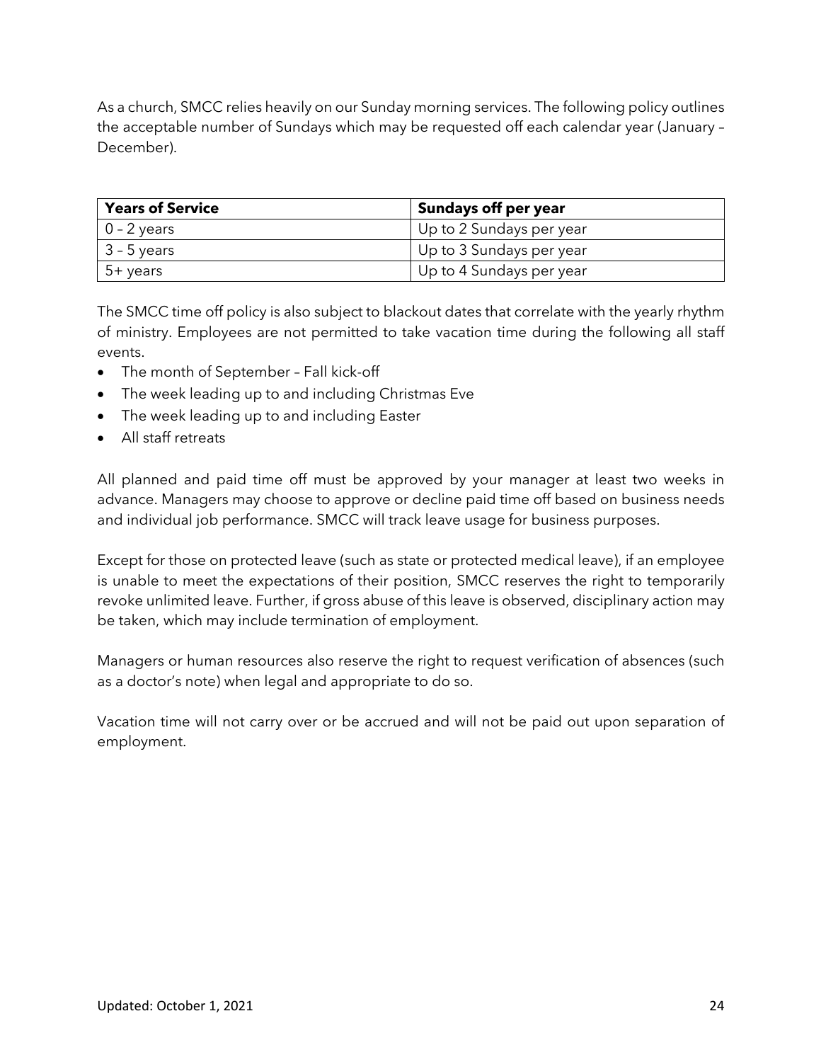As a church, SMCC relies heavily on our Sunday morning services. The following policy outlines the acceptable number of Sundays which may be requested off each calendar year (January – December).

| **Years of Service** | **Sundays off per year** |
| --- | --- |
| 0 – 2 years | Up to 2 Sundays per year |
| 3 – 5 years | Up to 3 Sundays per year |
| 5+ years | Up to 4 Sundays per year |

The SMCC time off policy is also subject to blackout dates that correlate with the yearly rhythm of ministry. Employees are not permitted to take vacation time during the following all staff events.

- The month of September – Fall kick-off
- The week leading up to and including Christmas Eve
- The week leading up to and including Easter
- All staff retreats

All planned and paid time off must be approved by your manager at least two weeks in advance. Managers may choose to approve or decline paid time off based on business needs and individual job performance. SMCC will track leave usage for business purposes.

Except for those on protected leave (such as state or protected medical leave), if an employee is unable to meet the expectations of their position, SMCC reserves the right to temporarily revoke unlimited leave. Further, if gross abuse of this leave is observed, disciplinary action may be taken, which may include termination of employment.

Managers or human resources also reserve the right to request verification of absences (such as a doctor's note) when legal and appropriate to do so.

Vacation time will not carry over or be accrued and will not be paid out upon separation of employment.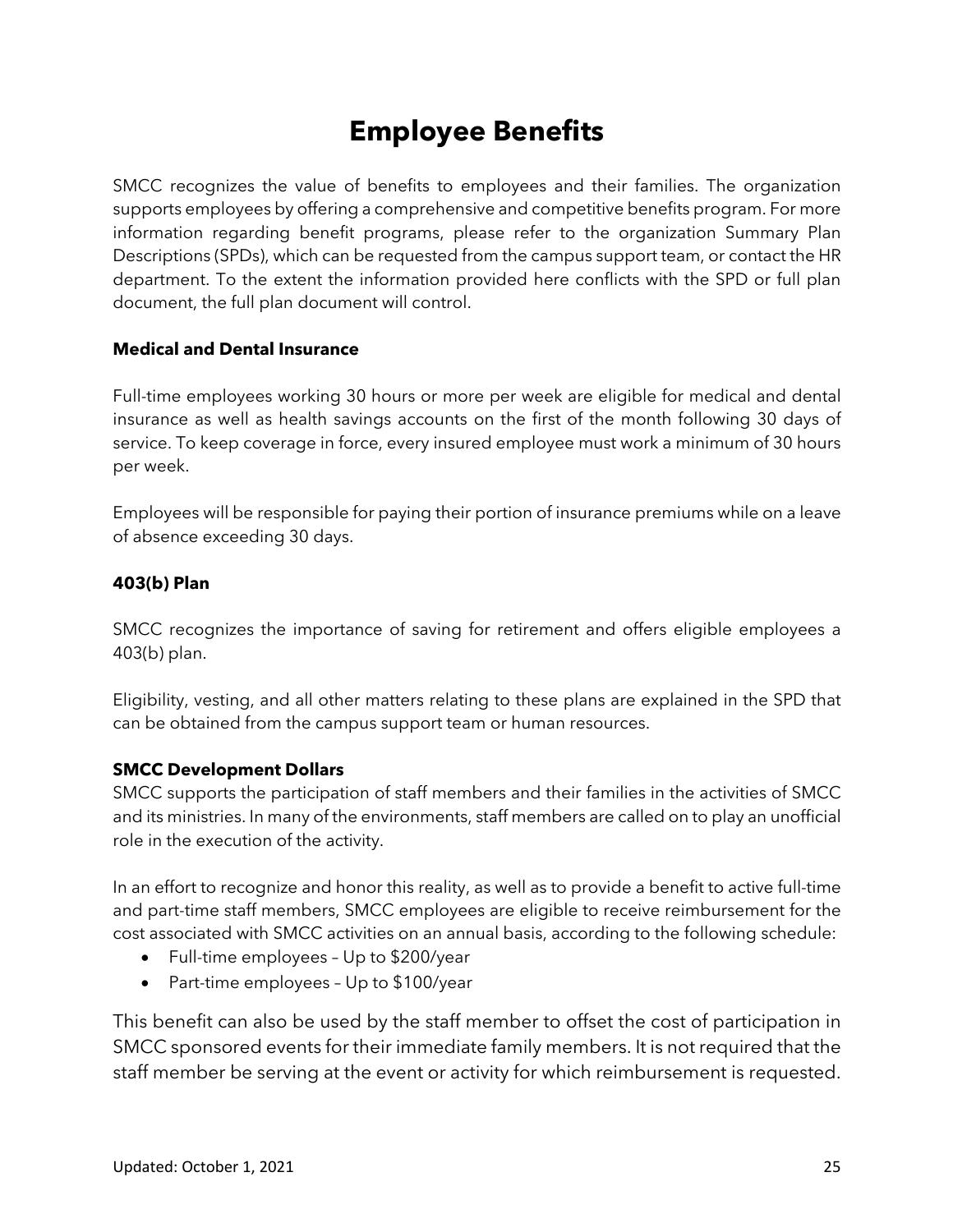# Employee Benefits

SMCC recognizes the value of benefits to employees and their families. The organization supports employees by offering a comprehensive and competitive benefits program. For more information regarding benefit programs, please refer to the organization Summary Plan Descriptions (SPDs), which can be requested from the campus support team, or contact the HR department. To the extent the information provided here conflicts with the SPD or full plan document, the full plan document will control.

### Medical and Dental Insurance

Full-time employees working 30 hours or more per week are eligible for medical and dental insurance as well as health savings accounts on the first of the month following 30 days of service. To keep coverage in force, every insured employee must work a minimum of 30 hours per week.

Employees will be responsible for paying their portion of insurance premiums while on a leave of absence exceeding 30 days.

### 403(b) Plan

SMCC recognizes the importance of saving for retirement and offers eligible employees a 403(b) plan.

Eligibility, vesting, and all other matters relating to these plans are explained in the SPD that can be obtained from the campus support team or human resources.

### SMCC Development Dollars

SMCC supports the participation of staff members and their families in the activities of SMCC and its ministries. In many of the environments, staff members are called on to play an unofficial role in the execution of the activity.

In an effort to recognize and honor this reality, as well as to provide a benefit to active full-time and part-time staff members, SMCC employees are eligible to receive reimbursement for the cost associated with SMCC activities on an annual basis, according to the following schedule:

- Full-time employees – Up to $200/year
- Part-time employees – Up to $100/year

This benefit can also be used by the staff member to offset the cost of participation in SMCC sponsored events for their immediate family members. It is not required that the staff member be serving at the event or activity for which reimbursement is requested.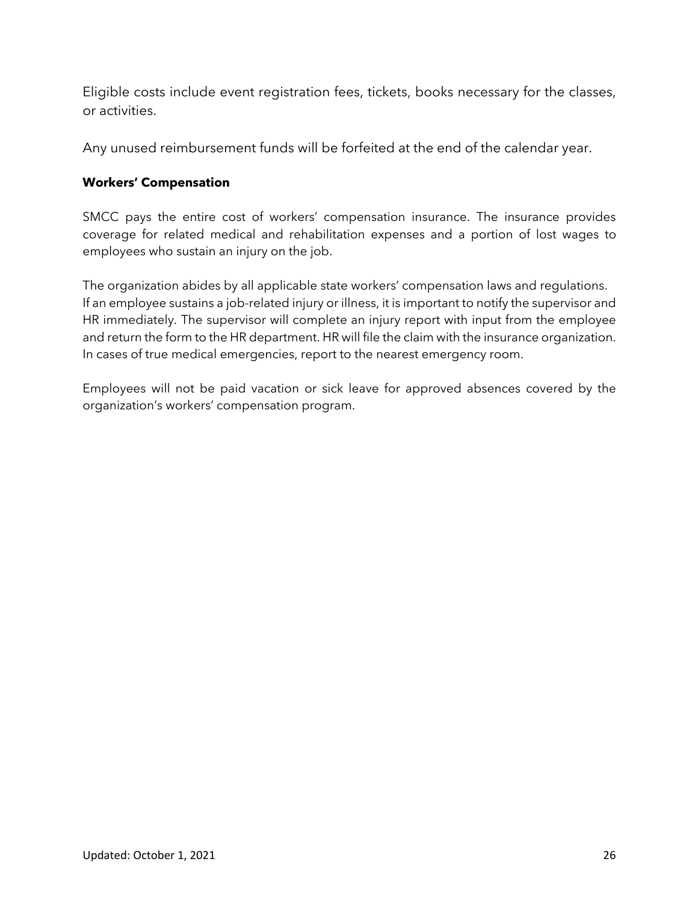Eligible costs include event registration fees, tickets, books necessary for the classes, or activities.

Any unused reimbursement funds will be forfeited at the end of the calendar year.

**Workers' Compensation**

SMCC pays the entire cost of workers' compensation insurance. The insurance provides coverage for related medical and rehabilitation expenses and a portion of lost wages to employees who sustain an injury on the job.

The organization abides by all applicable state workers' compensation laws and regulations. If an employee sustains a job-related injury or illness, it is important to notify the supervisor and HR immediately. The supervisor will complete an injury report with input from the employee and return the form to the HR department. HR will file the claim with the insurance organization. In cases of true medical emergencies, report to the nearest emergency room.

Employees will not be paid vacation or sick leave for approved absences covered by the organization's workers' compensation program.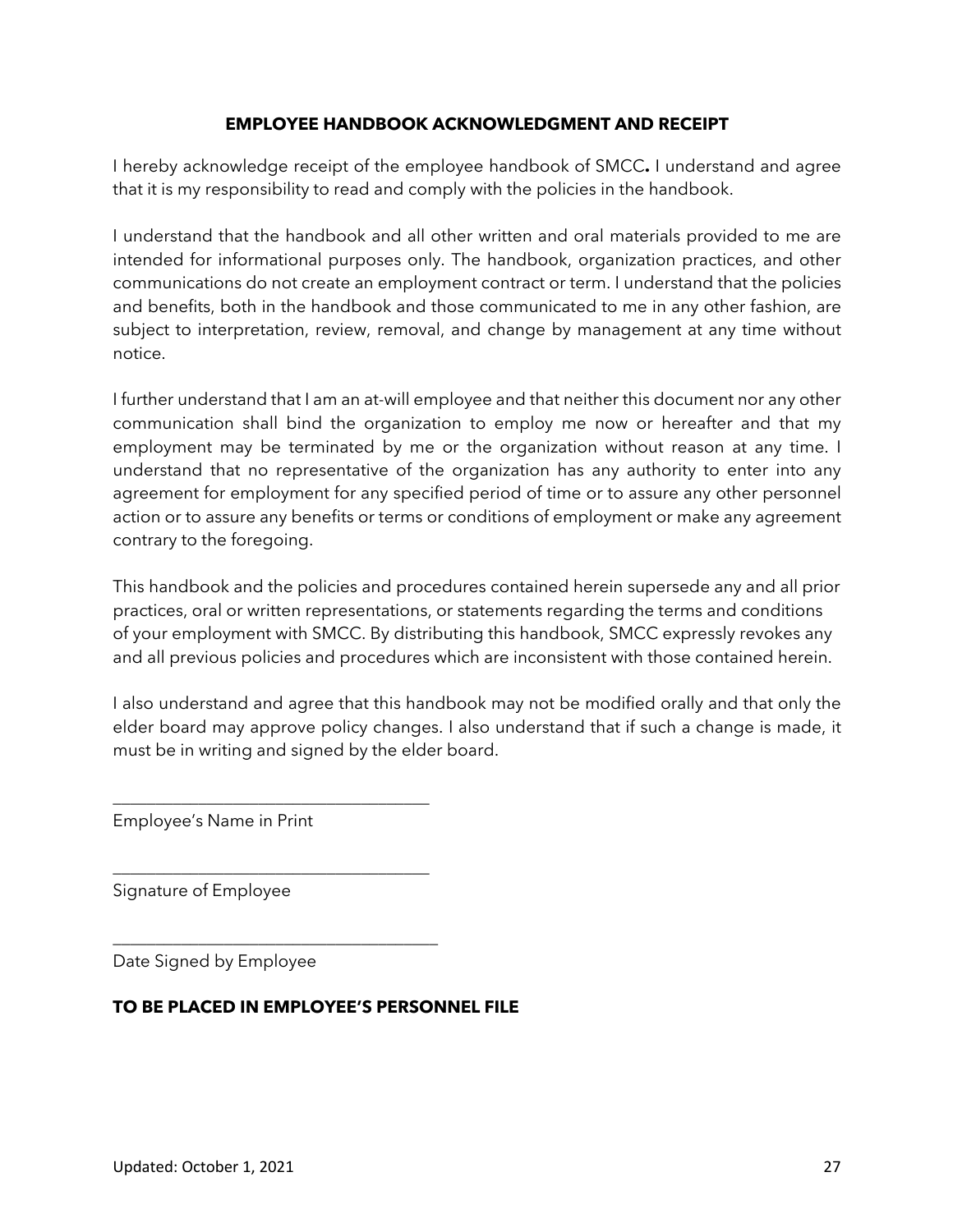## EMPLOYEE HANDBOOK ACKNOWLEDGMENT AND RECEIPT

I hereby acknowledge receipt of the employee handbook of SMCC**.** I understand and agree that it is my responsibility to read and comply with the policies in the handbook.

I understand that the handbook and all other written and oral materials provided to me are intended for informational purposes only. The handbook, organization practices, and other communications do not create an employment contract or term. I understand that the policies and benefits, both in the handbook and those communicated to me in any other fashion, are subject to interpretation, review, removal, and change by management at any time without notice.

I further understand that I am an at-will employee and that neither this document nor any other communication shall bind the organization to employ me now or hereafter and that my employment may be terminated by me or the organization without reason at any time. I understand that no representative of the organization has any authority to enter into any agreement for employment for any specified period of time or to assure any other personnel action or to assure any benefits or terms or conditions of employment or make any agreement contrary to the foregoing.

This handbook and the policies and procedures contained herein supersede any and all prior practices, oral or written representations, or statements regarding the terms and conditions of your employment with SMCC. By distributing this handbook, SMCC expressly revokes any and all previous policies and procedures which are inconsistent with those contained herein.

I also understand and agree that this handbook may not be modified orally and that only the elder board may approve policy changes. I also understand that if such a change is made, it must be in writing and signed by the elder board.

_____________________________________
Employee's Name in Print

_____________________________________
Signature of Employee

_____________________________________
Date Signed by Employee

**TO BE PLACED IN EMPLOYEE'S PERSONNEL FILE**

Updated: October 1, 2021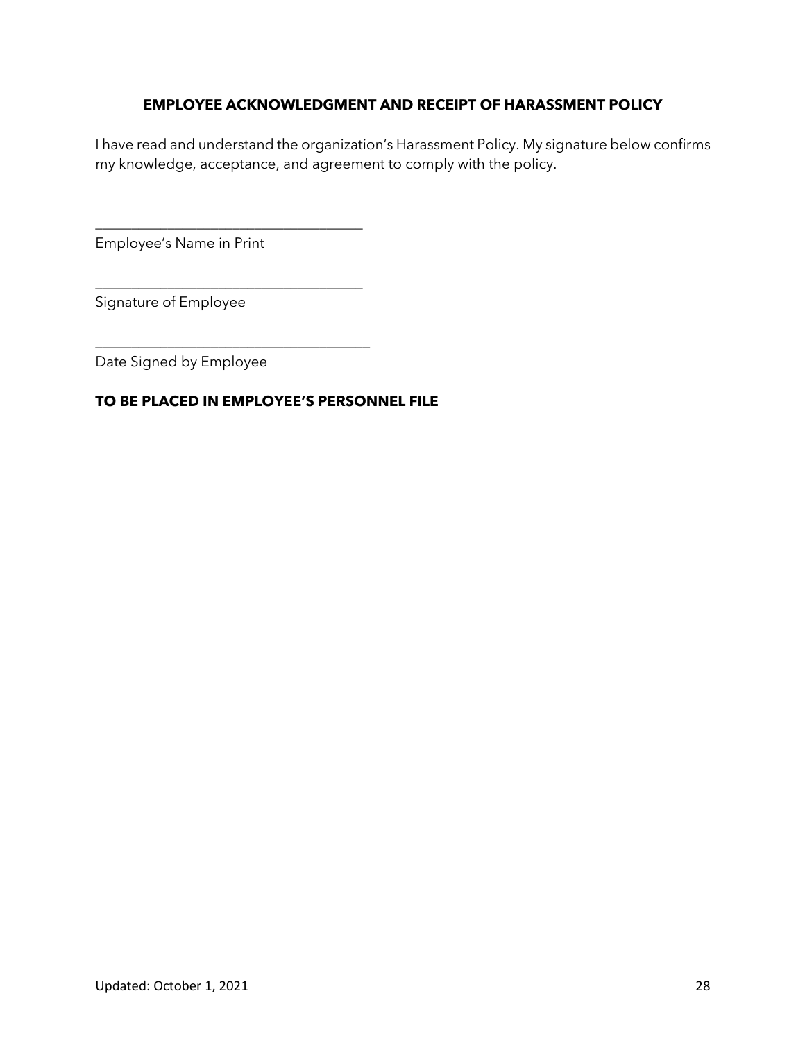**EMPLOYEE ACKNOWLEDGMENT AND RECEIPT OF HARASSMENT POLICY**

I have read and understand the organization's Harassment Policy. My signature below confirms my knowledge, acceptance, and agreement to comply with the policy.

___________________________________
Employee's Name in Print

___________________________________
Signature of Employee

____________________________________
Date Signed by Employee

**TO BE PLACED IN EMPLOYEE'S PERSONNEL FILE**

Updated: October 1, 2021